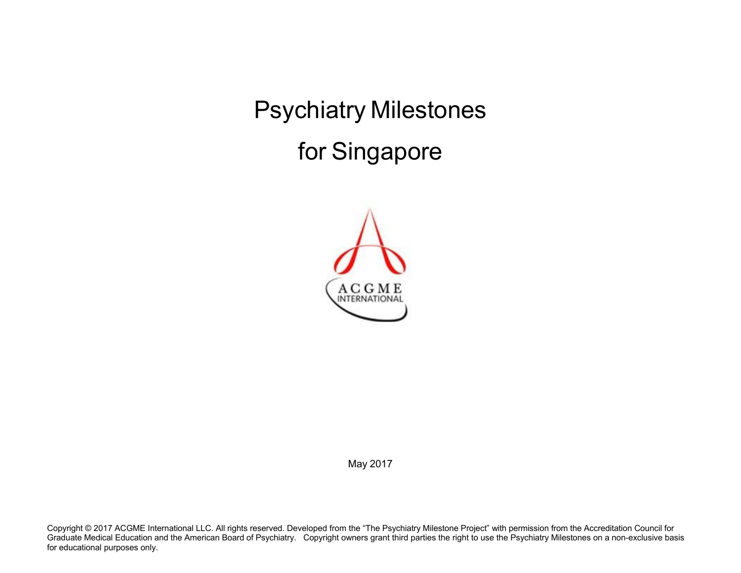# Psychiatry Milestones

# for Singapore

ACGME INTERNATIONAL

May 2017

Copyright © 2017 ACGME International LLC. All rights reserved. Developed from the "The Psychiatry Milestone Project" with permission from the Accreditation Council for Graduate Medical Education and the American Board of Psychiatry. Copyright owners grant third parties the right to use the Psychiatry Milestones on a non-exclusive basis for educational purposes only.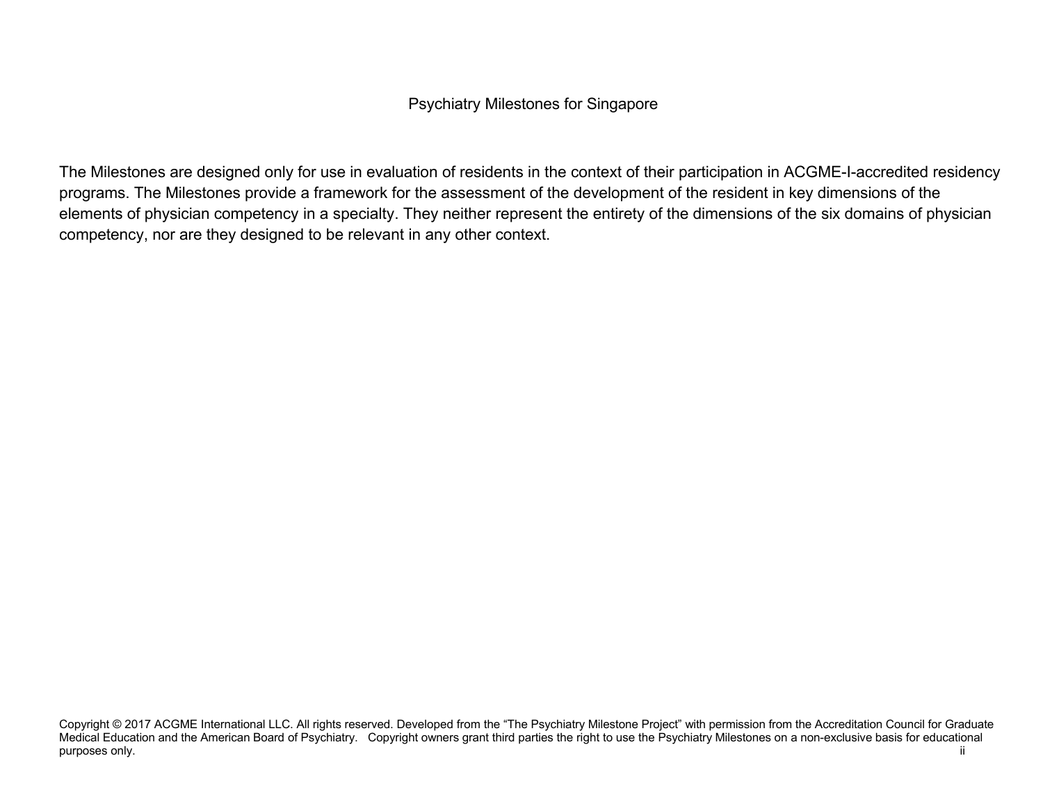Psychiatry Milestones for Singapore

The Milestones are designed only for use in evaluation of residents in the context of their participation in ACGME-I-accredited residency programs. The Milestones provide a framework for the assessment of the development of the resident in key dimensions of the elements of physician competency in a specialty. They neither represent the entirety of the dimensions of the six domains of physician competency, nor are they designed to be relevant in any other context.

Copyright © 2017 ACGME International LLC. All rights reserved. Developed from the "The Psychiatry Milestone Project" with permission from the Accreditation Council for Graduate Medical Education and the American Board of Psychiatry. Copyright owners grant third parties the right to use the Psychiatry Milestones on a non-exclusive basis for educational purposes only.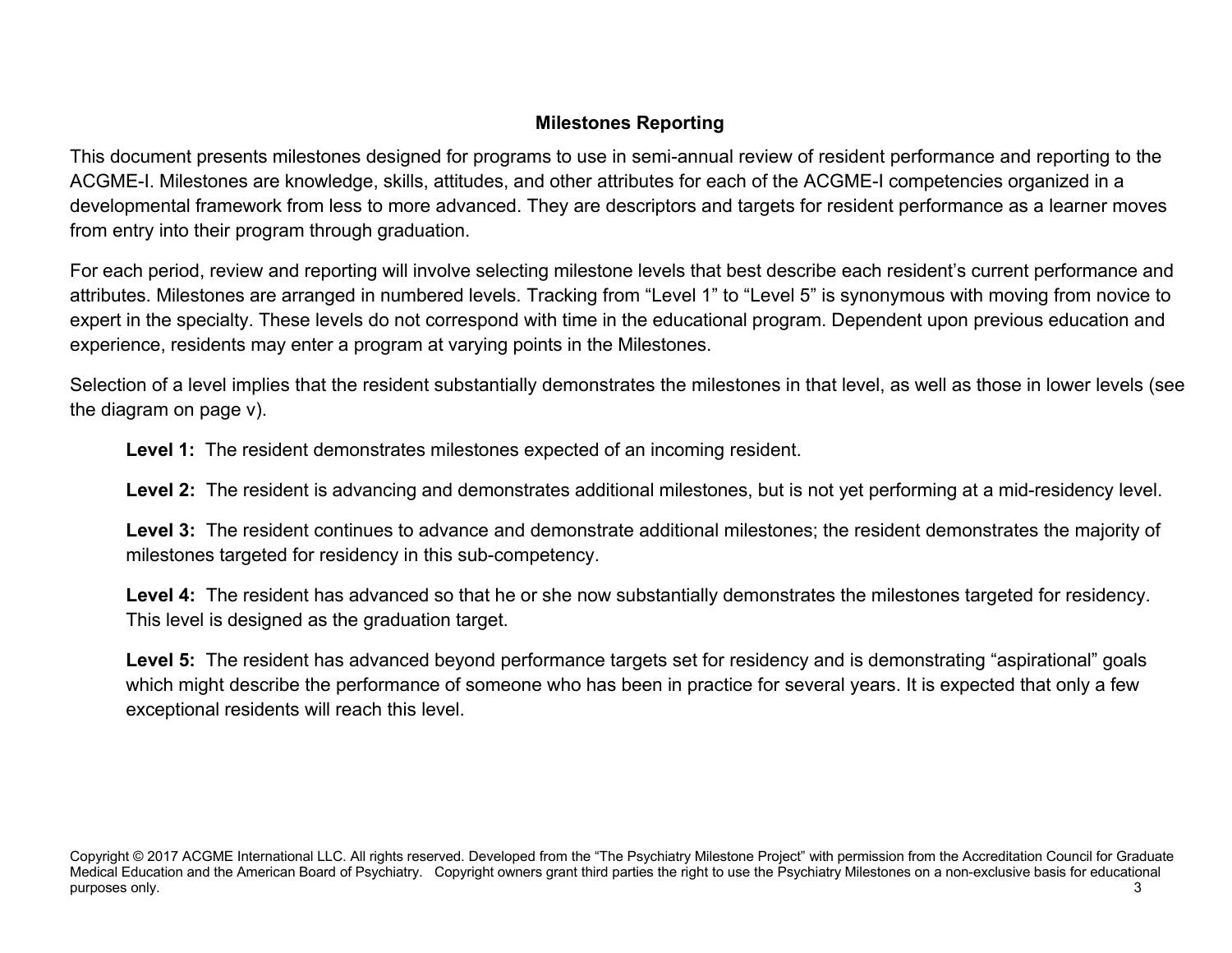## Milestones Reporting

This document presents milestones designed for programs to use in semi-annual review of resident performance and reporting to the ACGME-I. Milestones are knowledge, skills, attitudes, and other attributes for each of the ACGME-I competencies organized in a developmental framework from less to more advanced. They are descriptors and targets for resident performance as a learner moves from entry into their program through graduation.

For each period, review and reporting will involve selecting milestone levels that best describe each resident's current performance and attributes. Milestones are arranged in numbered levels. Tracking from "Level 1" to "Level 5" is synonymous with moving from novice to expert in the specialty. These levels do not correspond with time in the educational program. Dependent upon previous education and experience, residents may enter a program at varying points in the Milestones.

Selection of a level implies that the resident substantially demonstrates the milestones in that level, as well as those in lower levels (see the diagram on page v).

**Level 1:** The resident demonstrates milestones expected of an incoming resident.

**Level 2:** The resident is advancing and demonstrates additional milestones, but is not yet performing at a mid-residency level.

**Level 3:** The resident continues to advance and demonstrate additional milestones; the resident demonstrates the majority of milestones targeted for residency in this sub-competency.

**Level 4:** The resident has advanced so that he or she now substantially demonstrates the milestones targeted for residency. This level is designed as the graduation target.

**Level 5:** The resident has advanced beyond performance targets set for residency and is demonstrating "aspirational" goals which might describe the performance of someone who has been in practice for several years. It is expected that only a few exceptional residents will reach this level.

Copyright © 2017 ACGME International LLC. All rights reserved. Developed from the "The Psychiatry Milestone Project" with permission from the Accreditation Council for Graduate Medical Education and the American Board of Psychiatry. Copyright owners grant third parties the right to use the Psychiatry Milestones on a non-exclusive basis for educational purposes only.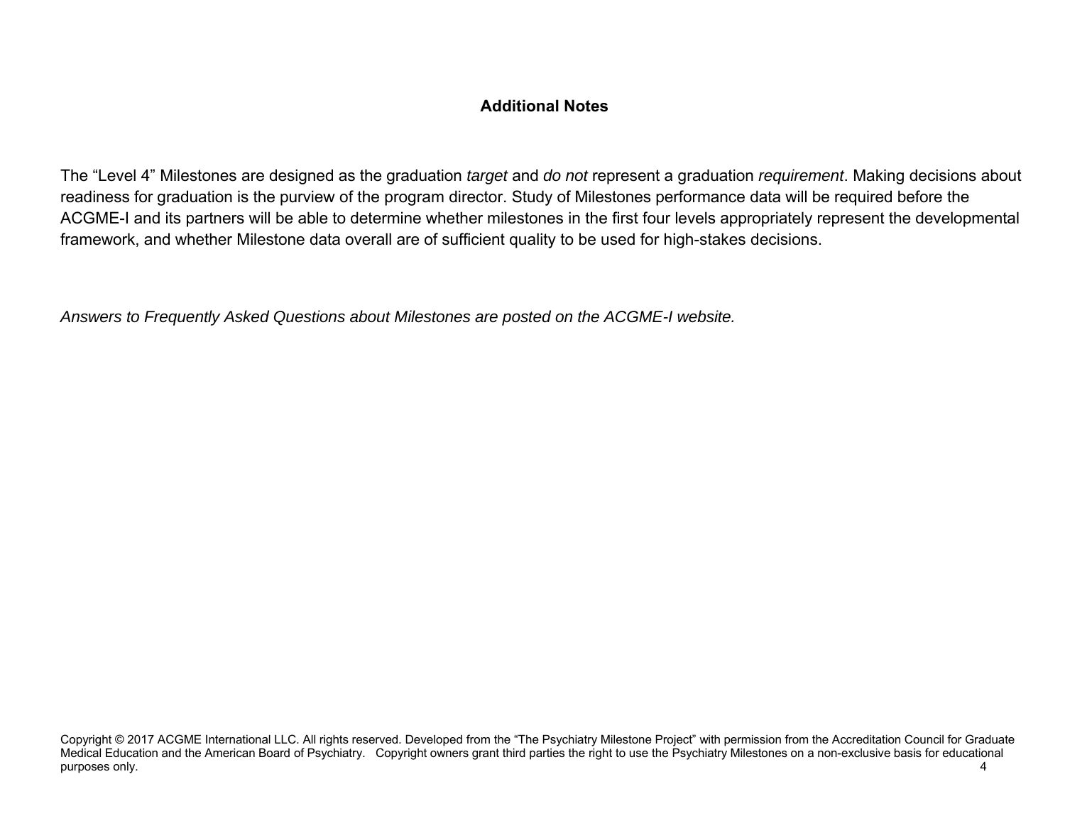## Additional Notes

The "Level 4" Milestones are designed as the graduation *target* and *do not* represent a graduation *requirement*. Making decisions about readiness for graduation is the purview of the program director. Study of Milestones performance data will be required before the ACGME-I and its partners will be able to determine whether milestones in the first four levels appropriately represent the developmental framework, and whether Milestone data overall are of sufficient quality to be used for high-stakes decisions.

*Answers to Frequently Asked Questions about Milestones are posted on the ACGME-I website.*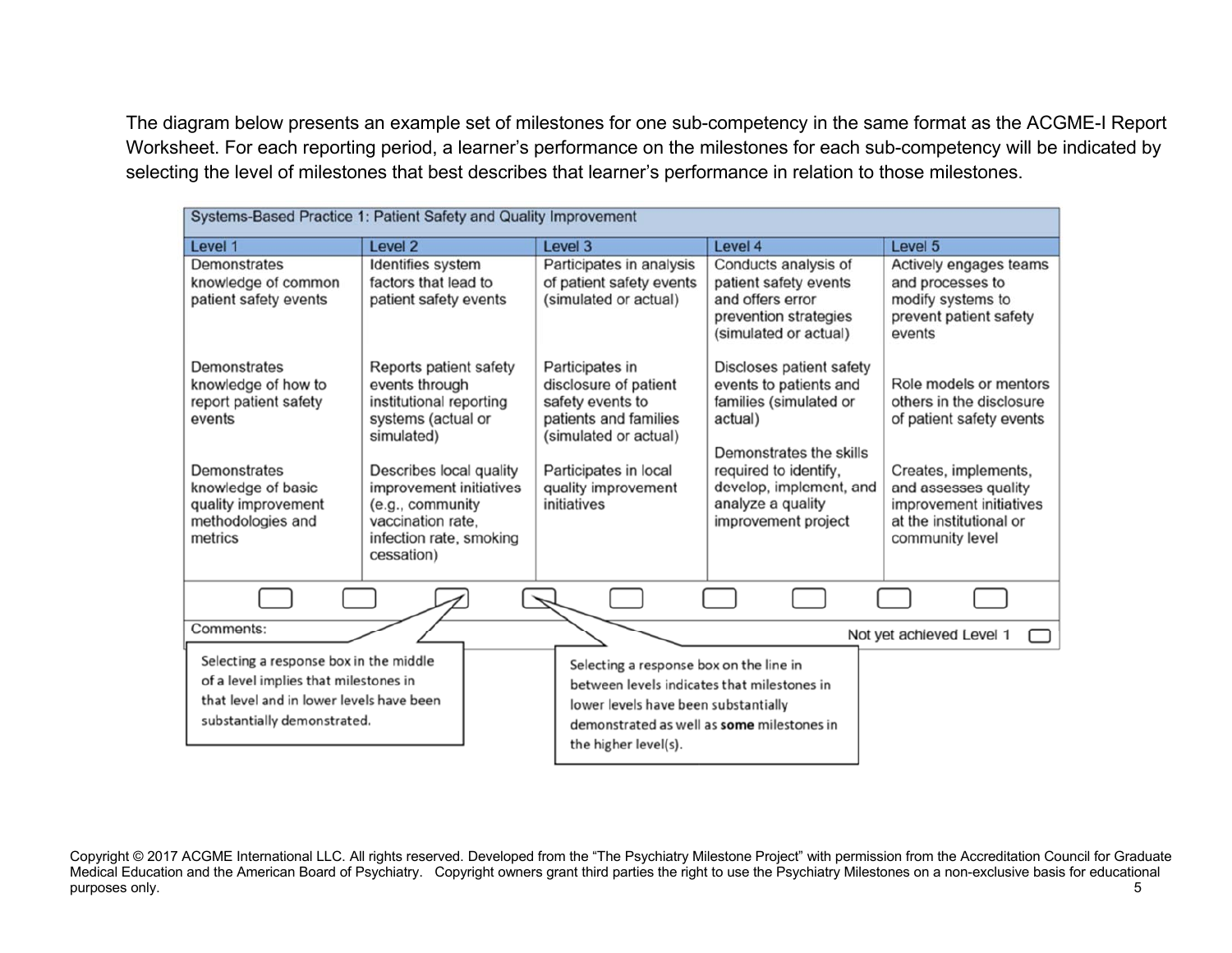The diagram below presents an example set of milestones for one sub-competency in the same format as the ACGME-I Report Worksheet. For each reporting period, a learner's performance on the milestones for each sub-competency will be indicated by selecting the level of milestones that best describes that learner's performance in relation to those milestones.

| Systems-Based Practice 1: Patient Safety and Quality Improvement | | | | |
|---|---|---|---|---|
| **Level 1** | **Level 2** | **Level 3** | **Level 4** | **Level 5** |
| Demonstrates knowledge of common patient safety events | Identifies system factors that lead to patient safety events | Participates in analysis of patient safety events (simulated or actual) | Conducts analysis of patient safety events and offers error prevention strategies (simulated or actual) | Actively engages teams and processes to modify systems to prevent patient safety events |
| Demonstrates knowledge of how to report patient safety events | Reports patient safety events through institutional reporting systems (actual or simulated) | Participates in disclosure of patient safety events to patients and families (simulated or actual) | Discloses patient safety events to patients and families (simulated or actual) | Role models or mentors others in the disclosure of patient safety events |
| Demonstrates knowledge of basic quality improvement methodologies and metrics | Describes local quality improvement initiatives (e.g., community vaccination rate, infection rate, smoking cessation) | Participates in local quality improvement initiatives | Demonstrates the skills required to identify, develop, implement, and analyze a quality improvement project | Creates, implements, and assesses quality improvement initiatives at the institutional or community level |

Comments:

Not yet achieved Level 1

Selecting a response box in the middle of a level implies that milestones in that level and in lower levels have been substantially demonstrated.

Selecting a response box on the line in between levels indicates that milestones in lower levels have been substantially demonstrated as well as **some** milestones in the higher level(s).

Copyright © 2017 ACGME International LLC. All rights reserved. Developed from the "The Psychiatry Milestone Project" with permission from the Accreditation Council for Graduate Medical Education and the American Board of Psychiatry. Copyright owners grant third parties the right to use the Psychiatry Milestones on a non-exclusive basis for educational purposes only.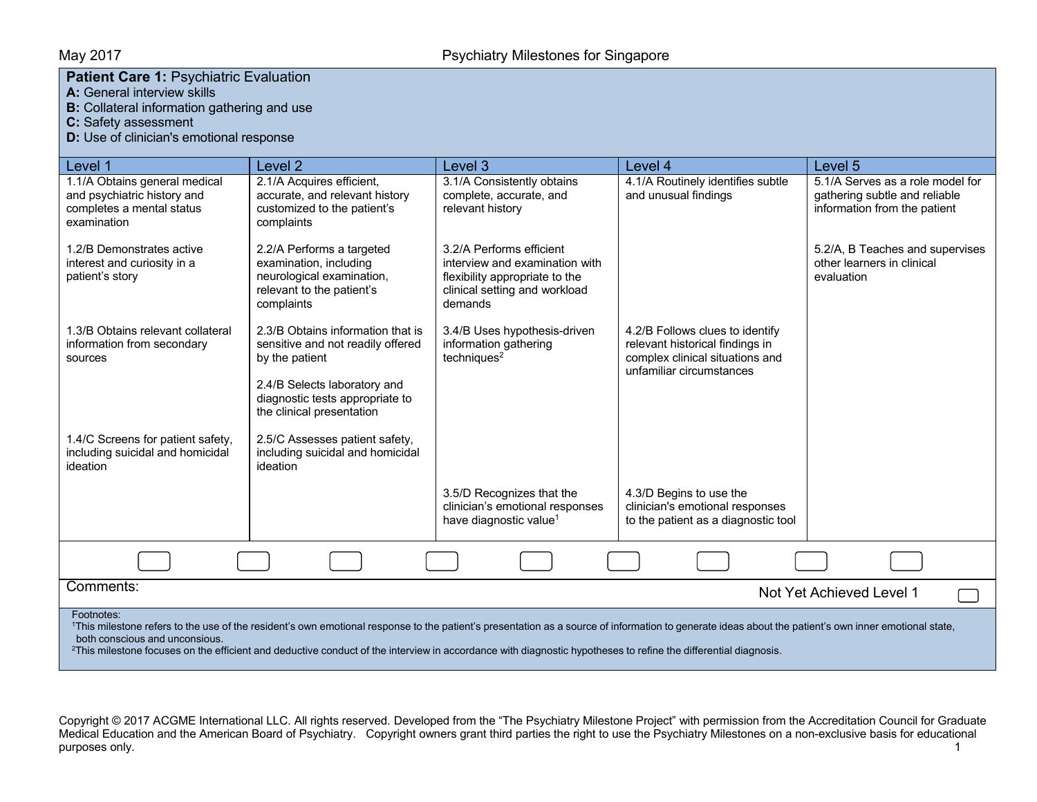**Patient Care 1:** Psychiatric Evaluation
**A:** General interview skills
**B:** Collateral information gathering and use
**C:** Safety assessment
**D:** Use of clinician's emotional response

| Level 1 | Level 2 | Level 3 | Level 4 | Level 5 |
|---|---|---|---|---|
| 1.1/A Obtains general medical and psychiatric history and completes a mental status examination | 2.1/A Acquires efficient, accurate, and relevant history customized to the patient's complaints | 3.1/A Consistently obtains complete, accurate, and relevant history | 4.1/A Routinely identifies subtle and unusual findings | 5.1/A Serves as a role model for gathering subtle and reliable information from the patient |
| 1.2/B Demonstrates active interest and curiosity in a patient's story | 2.2/A Performs a targeted examination, including neurological examination, relevant to the patient's complaints | 3.2/A Performs efficient interview and examination with flexibility appropriate to the clinical setting and workload demands | | 5.2/A, B Teaches and supervises other learners in clinical evaluation |
| 1.3/B Obtains relevant collateral information from secondary sources | 2.3/B Obtains information that is sensitive and not readily offered by the patient<br><br>2.4/B Selects laboratory and diagnostic tests appropriate to the clinical presentation | 3.4/B Uses hypothesis-driven information gathering techniques[2] | 4.2/B Follows clues to identify relevant historical findings in complex clinical situations and unfamiliar circumstances | |
| 1.4/C Screens for patient safety, including suicidal and homicidal ideation | 2.5/C Assesses patient safety, including suicidal and homicidal ideation | | | |
| | | 3.5/D Recognizes that the clinician's emotional responses have diagnostic value[1] | 4.3/D Begins to use the clinician's emotional responses to the patient as a diagnostic tool | |

Comments:

Not Yet Achieved Level 1

Footnotes:
[1]This milestone refers to the use of the resident's own emotional response to the patient's presentation as a source of information to generate ideas about the patient's own inner emotional state, both conscious and unconsious.
[2]This milestone focuses on the efficient and deductive conduct of the interview in accordance with diagnostic hypotheses to refine the differential diagnosis.

Copyright © 2017 ACGME International LLC. All rights reserved. Developed from the "The Psychiatry Milestone Project" with permission from the Accreditation Council for Graduate Medical Education and the American Board of Psychiatry. Copyright owners grant third parties the right to use the Psychiatry Milestones on a non-exclusive basis for educational purposes only.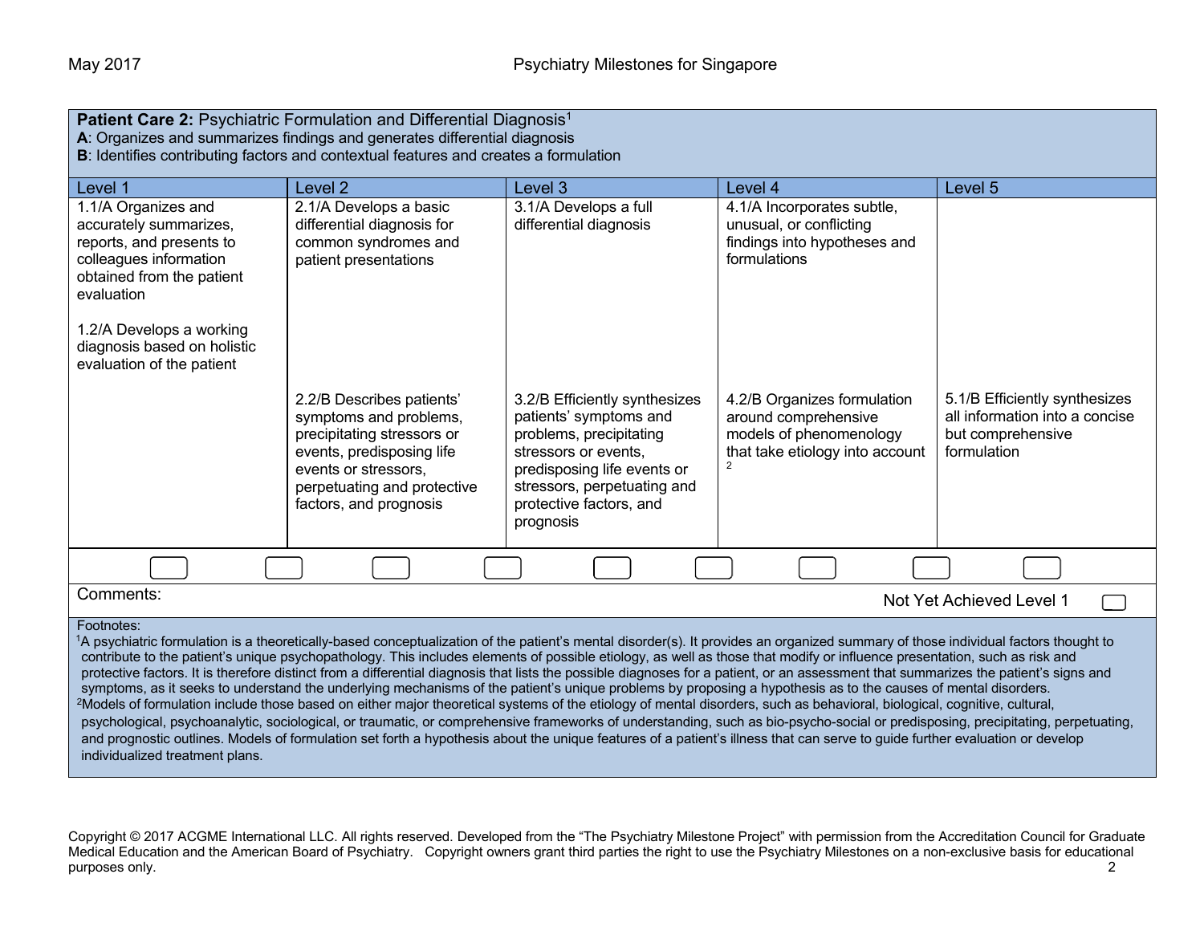**Patient Care 2:** Psychiatric Formulation and Differential Diagnosis[1]
**A**: Organizes and summarizes findings and generates differential diagnosis
**B**: Identifies contributing factors and contextual features and creates a formulation

| Level 1 | Level 2 | Level 3 | Level 4 | Level 5 |
|---|---|---|---|---|
| 1.1/A Organizes and accurately summarizes, reports, and presents to colleagues information obtained from the patient evaluation<br><br>1.2/A Develops a working diagnosis based on holistic evaluation of the patient | 2.1/A Develops a basic differential diagnosis for common syndromes and patient presentations | 3.1/A Develops a full differential diagnosis | 4.1/A Incorporates subtle, unusual, or conflicting findings into hypotheses and formulations | |
| | 2.2/B Describes patients' symptoms and problems, precipitating stressors or events, predisposing life events or stressors, perpetuating and protective factors, and prognosis | 3.2/B Efficiently synthesizes patients' symptoms and problems, precipitating stressors or events, predisposing life events or stressors, perpetuating and protective factors, and prognosis | 4.2/B Organizes formulation around comprehensive models of phenomenology that take etiology into account[2] | 5.1/B Efficiently synthesizes all information into a concise but comprehensive formulation |

Comments:

Not Yet Achieved Level 1

Footnotes:
[1]A psychiatric formulation is a theoretically-based conceptualization of the patient's mental disorder(s). It provides an organized summary of those individual factors thought to contribute to the patient's unique psychopathology. This includes elements of possible etiology, as well as those that modify or influence presentation, such as risk and protective factors. It is therefore distinct from a differential diagnosis that lists the possible diagnoses for a patient, or an assessment that summarizes the patient's signs and symptoms, as it seeks to understand the underlying mechanisms of the patient's unique problems by proposing a hypothesis as to the causes of mental disorders.
[2]Models of formulation include those based on either major theoretical systems of the etiology of mental disorders, such as behavioral, biological, cognitive, cultural, psychological, psychoanalytic, sociological, or traumatic, or comprehensive frameworks of understanding, such as bio-psycho-social or predisposing, precipitating, perpetuating, and prognostic outlines. Models of formulation set forth a hypothesis about the unique features of a patient's illness that can serve to guide further evaluation or develop individualized treatment plans.

Copyright © 2017 ACGME International LLC. All rights reserved. Developed from the "The Psychiatry Milestone Project" with permission from the Accreditation Council for Graduate Medical Education and the American Board of Psychiatry. Copyright owners grant third parties the right to use the Psychiatry Milestones on a non-exclusive basis for educational purposes only.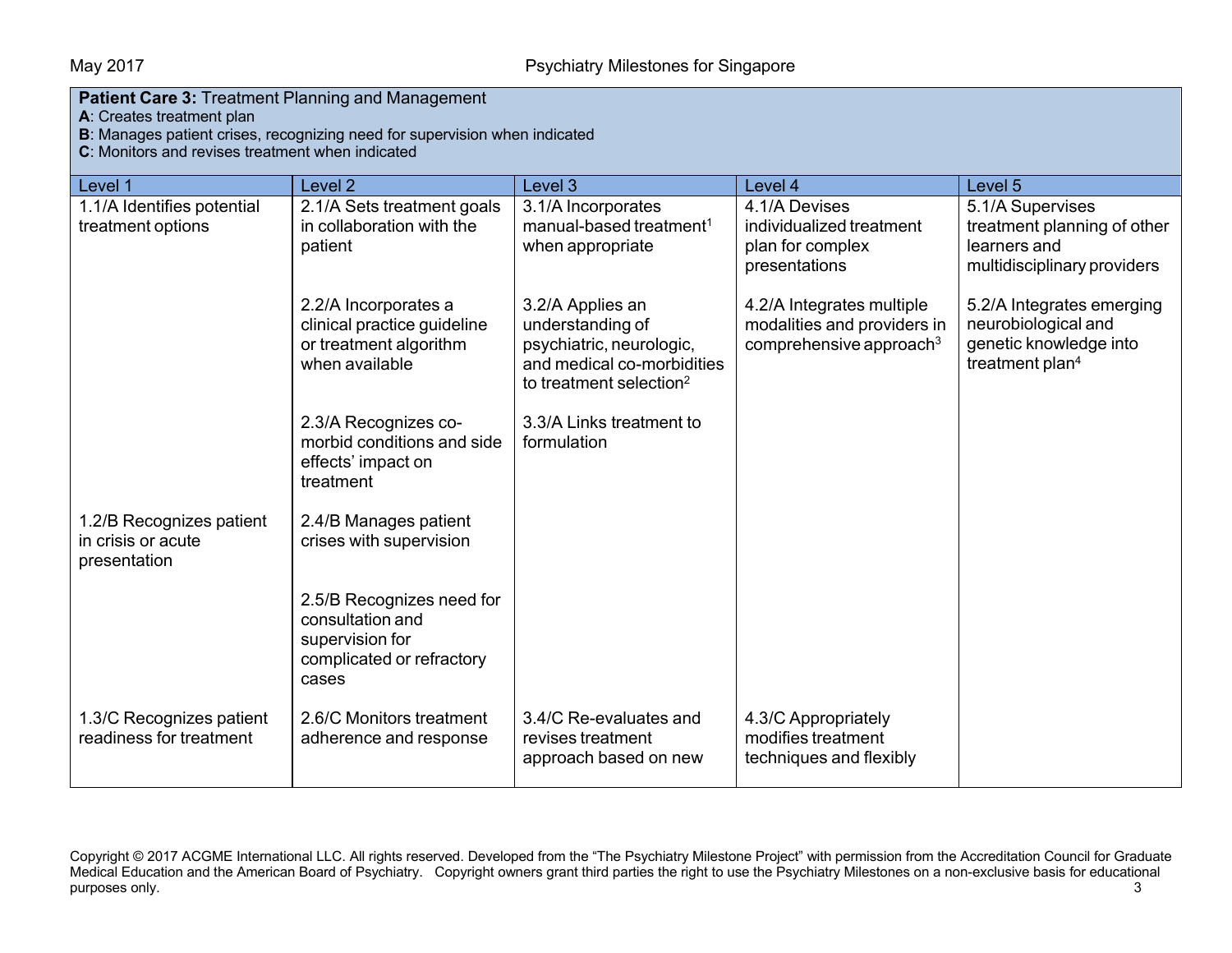**Patient Care 3:** Treatment Planning and Management
**A**: Creates treatment plan
**B**: Manages patient crises, recognizing need for supervision when indicated
**C**: Monitors and revises treatment when indicated

| Level 1 | Level 2 | Level 3 | Level 4 | Level 5 |
|---|---|---|---|---|
| 1.1/A Identifies potential treatment options | 2.1/A Sets treatment goals in collaboration with the patient | 3.1/A Incorporates manual-based treatment[1] when appropriate | 4.1/A Devises individualized treatment plan for complex presentations | 5.1/A Supervises treatment planning of other learners and multidisciplinary providers |
| | 2.2/A Incorporates a clinical practice guideline or treatment algorithm when available | 3.2/A Applies an understanding of psychiatric, neurologic, and medical co-morbidities to treatment selection[2] | 4.2/A Integrates multiple modalities and providers in comprehensive approach[3] | 5.2/A Integrates emerging neurobiological and genetic knowledge into treatment plan[4] |
| | 2.3/A Recognizes co-morbid conditions and side effects' impact on treatment | 3.3/A Links treatment to formulation | | |
| 1.2/B Recognizes patient in crisis or acute presentation | 2.4/B Manages patient crises with supervision | | | |
| | 2.5/B Recognizes need for consultation and supervision for complicated or refractory cases | | | |
| 1.3/C Recognizes patient readiness for treatment | 2.6/C Monitors treatment adherence and response | 3.4/C Re-evaluates and revises treatment approach based on new | 4.3/C Appropriately modifies treatment techniques and flexibly | |

Copyright © 2017 ACGME International LLC. All rights reserved. Developed from the "The Psychiatry Milestone Project" with permission from the Accreditation Council for Graduate Medical Education and the American Board of Psychiatry. Copyright owners grant third parties the right to use the Psychiatry Milestones on a non-exclusive basis for educational purposes only.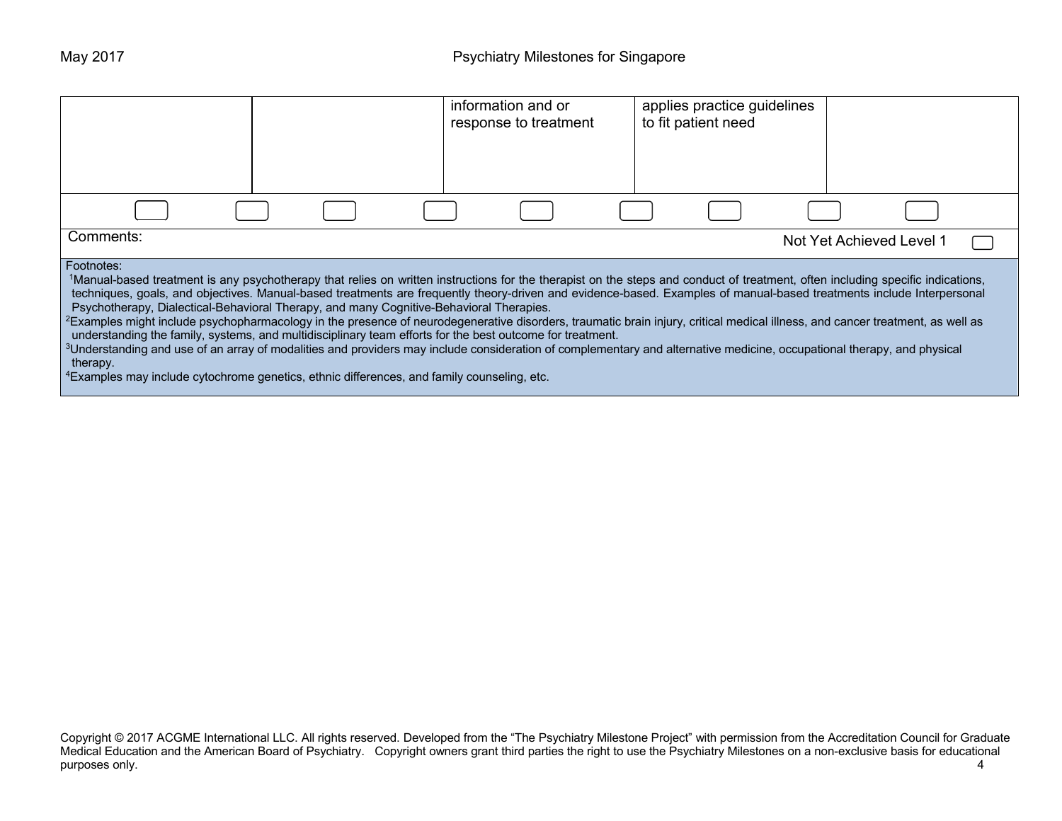|  |  | information and or response to treatment | applies practice guidelines to fit patient need |  |
|---|---|---|---|---|

Comments: Not Yet Achieved Level 1

Footnotes:
[1]Manual-based treatment is any psychotherapy that relies on written instructions for the therapist on the steps and conduct of treatment, often including specific indications, techniques, goals, and objectives. Manual-based treatments are frequently theory-driven and evidence-based. Examples of manual-based treatments include Interpersonal Psychotherapy, Dialectical-Behavioral Therapy, and many Cognitive-Behavioral Therapies.
[2]Examples might include psychopharmacology in the presence of neurodegenerative disorders, traumatic brain injury, critical medical illness, and cancer treatment, as well as understanding the family, systems, and multidisciplinary team efforts for the best outcome for treatment.
[3]Understanding and use of an array of modalities and providers may include consideration of complementary and alternative medicine, occupational therapy, and physical therapy.
[4]Examples may include cytochrome genetics, ethnic differences, and family counseling, etc.

Copyright © 2017 ACGME International LLC. All rights reserved. Developed from the "The Psychiatry Milestone Project" with permission from the Accreditation Council for Graduate Medical Education and the American Board of Psychiatry. Copyright owners grant third parties the right to use the Psychiatry Milestones on a non-exclusive basis for educational purposes only.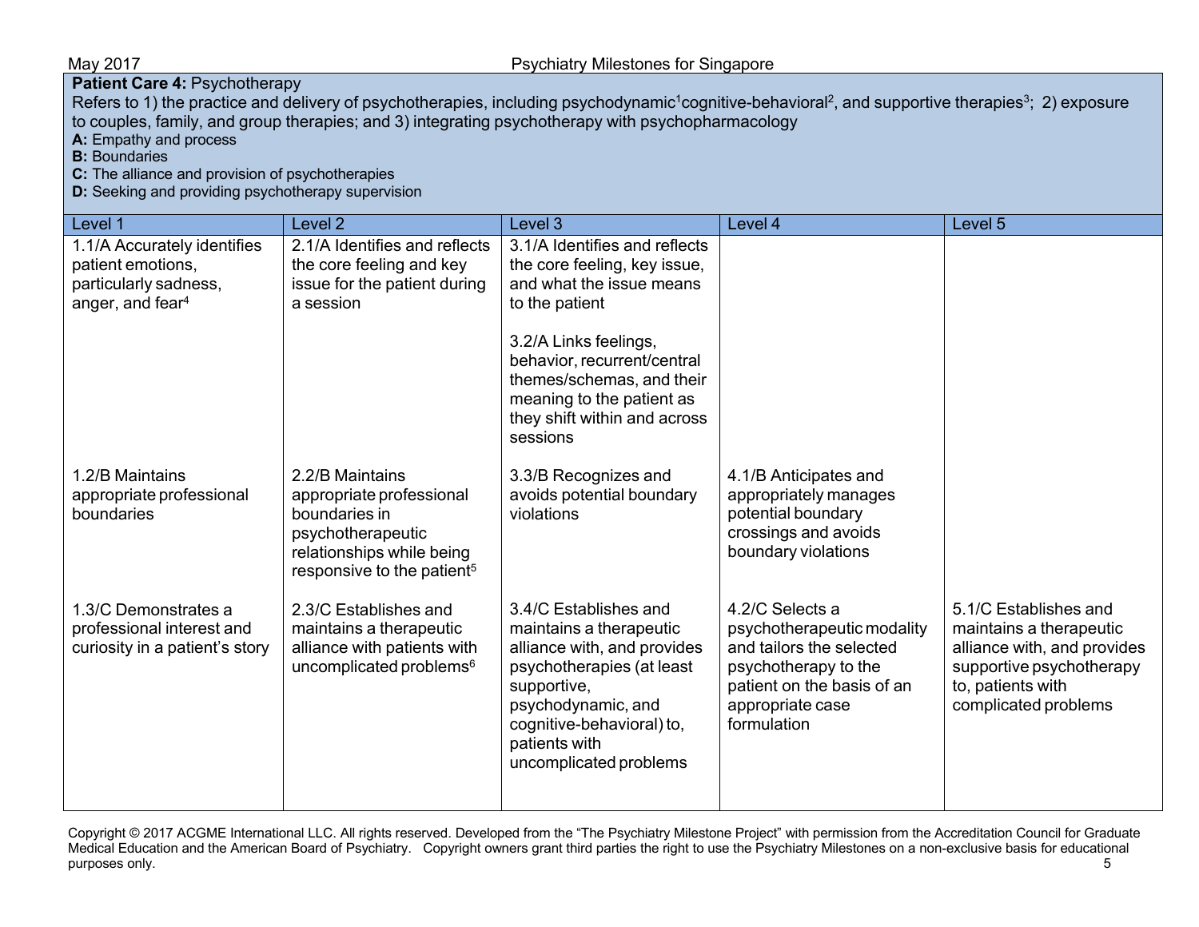**Patient Care 4:** Psychotherapy

Refers to 1) the practice and delivery of psychotherapies, including psychodynamic[1]cognitive-behavioral[2], and supportive therapies[3]; 2) exposure to couples, family, and group therapies; and 3) integrating psychotherapy with psychopharmacology

**A:** Empathy and process
**B:** Boundaries
**C:** The alliance and provision of psychotherapies
**D:** Seeking and providing psychotherapy supervision

| Level 1 | Level 2 | Level 3 | Level 4 | Level 5 |
|---|---|---|---|---|
| 1.1/A Accurately identifies patient emotions, particularly sadness, anger, and fear[4] | 2.1/A Identifies and reflects the core feeling and key issue for the patient during a session | 3.1/A Identifies and reflects the core feeling, key issue, and what the issue means to the patient<br><br>3.2/A Links feelings, behavior, recurrent/central themes/schemas, and their meaning to the patient as they shift within and across sessions | | |
| 1.2/B Maintains appropriate professional boundaries | 2.2/B Maintains appropriate professional boundaries in psychotherapeutic relationships while being responsive to the patient[5] | 3.3/B Recognizes and avoids potential boundary violations | 4.1/B Anticipates and appropriately manages potential boundary crossings and avoids boundary violations | |
| 1.3/C Demonstrates a professional interest and curiosity in a patient's story | 2.3/C Establishes and maintains a therapeutic alliance with patients with uncomplicated problems[6] | 3.4/C Establishes and maintains a therapeutic alliance with, and provides psychotherapies (at least supportive, psychodynamic, and cognitive-behavioral) to, patients with uncomplicated problems | 4.2/C Selects a psychotherapeutic modality and tailors the selected psychotherapy to the patient on the basis of an appropriate case formulation | 5.1/C Establishes and maintains a therapeutic alliance with, and provides supportive psychotherapy to, patients with complicated problems |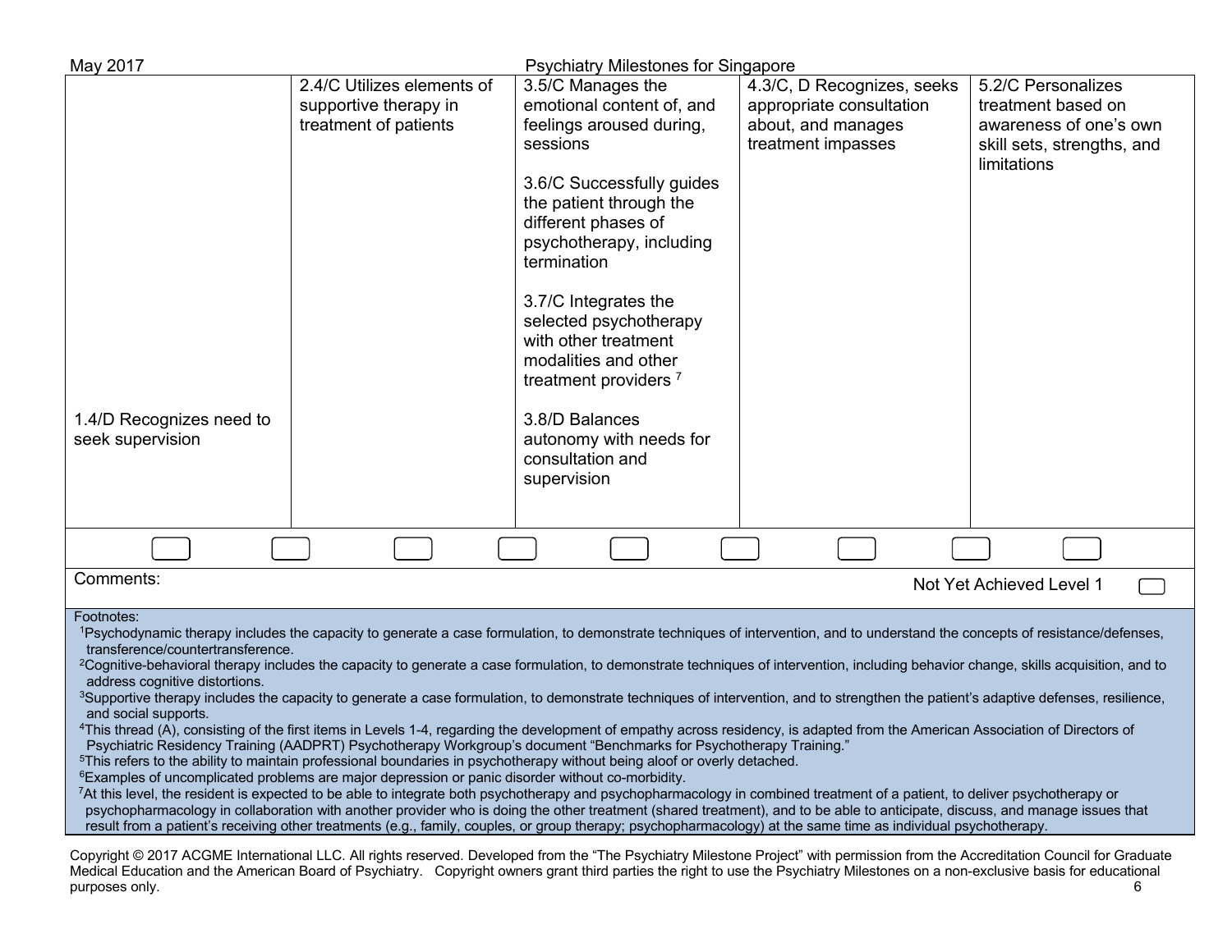| | | | | |
|---|---|---|---|---|
| 1.4/D Recognizes need to seek supervision | 2.4/C Utilizes elements of supportive therapy in treatment of patients | 3.5/C Manages the emotional content of, and feelings aroused during, sessions<br><br>3.6/C Successfully guides the patient through the different phases of psychotherapy, including termination<br><br>3.7/C Integrates the selected psychotherapy with other treatment modalities and other treatment providers [7]<br><br>3.8/D Balances autonomy with needs for consultation and supervision | 4.3/C, D Recognizes, seeks appropriate consultation about, and manages treatment impasses | 5.2/C Personalizes treatment based on awareness of one's own skill sets, strengths, and limitations |

Comments:

Not Yet Achieved Level 1

Footnotes:

[1]Psychodynamic therapy includes the capacity to generate a case formulation, to demonstrate techniques of intervention, and to understand the concepts of resistance/defenses, transference/countertransference.

[2]Cognitive-behavioral therapy includes the capacity to generate a case formulation, to demonstrate techniques of intervention, including behavior change, skills acquisition, and to address cognitive distortions.

[3]Supportive therapy includes the capacity to generate a case formulation, to demonstrate techniques of intervention, and to strengthen the patient's adaptive defenses, resilience, and social supports.

[4]This thread (A), consisting of the first items in Levels 1-4, regarding the development of empathy across residency, is adapted from the American Association of Directors of Psychiatric Residency Training (AADPRT) Psychotherapy Workgroup's document "Benchmarks for Psychotherapy Training."

[5]This refers to the ability to maintain professional boundaries in psychotherapy without being aloof or overly detached.

[6]Examples of uncomplicated problems are major depression or panic disorder without co-morbidity.

[7]At this level, the resident is expected to be able to integrate both psychotherapy and psychopharmacology in combined treatment of a patient, to deliver psychotherapy or psychopharmacology in collaboration with another provider who is doing the other treatment (shared treatment), and to be able to anticipate, discuss, and manage issues that result from a patient's receiving other treatments (e.g., family, couples, or group therapy; psychopharmacology) at the same time as individual psychotherapy.

Copyright © 2017 ACGME International LLC. All rights reserved. Developed from the "The Psychiatry Milestone Project" with permission from the Accreditation Council for Graduate Medical Education and the American Board of Psychiatry. Copyright owners grant third parties the right to use the Psychiatry Milestones on a non-exclusive basis for educational purposes only.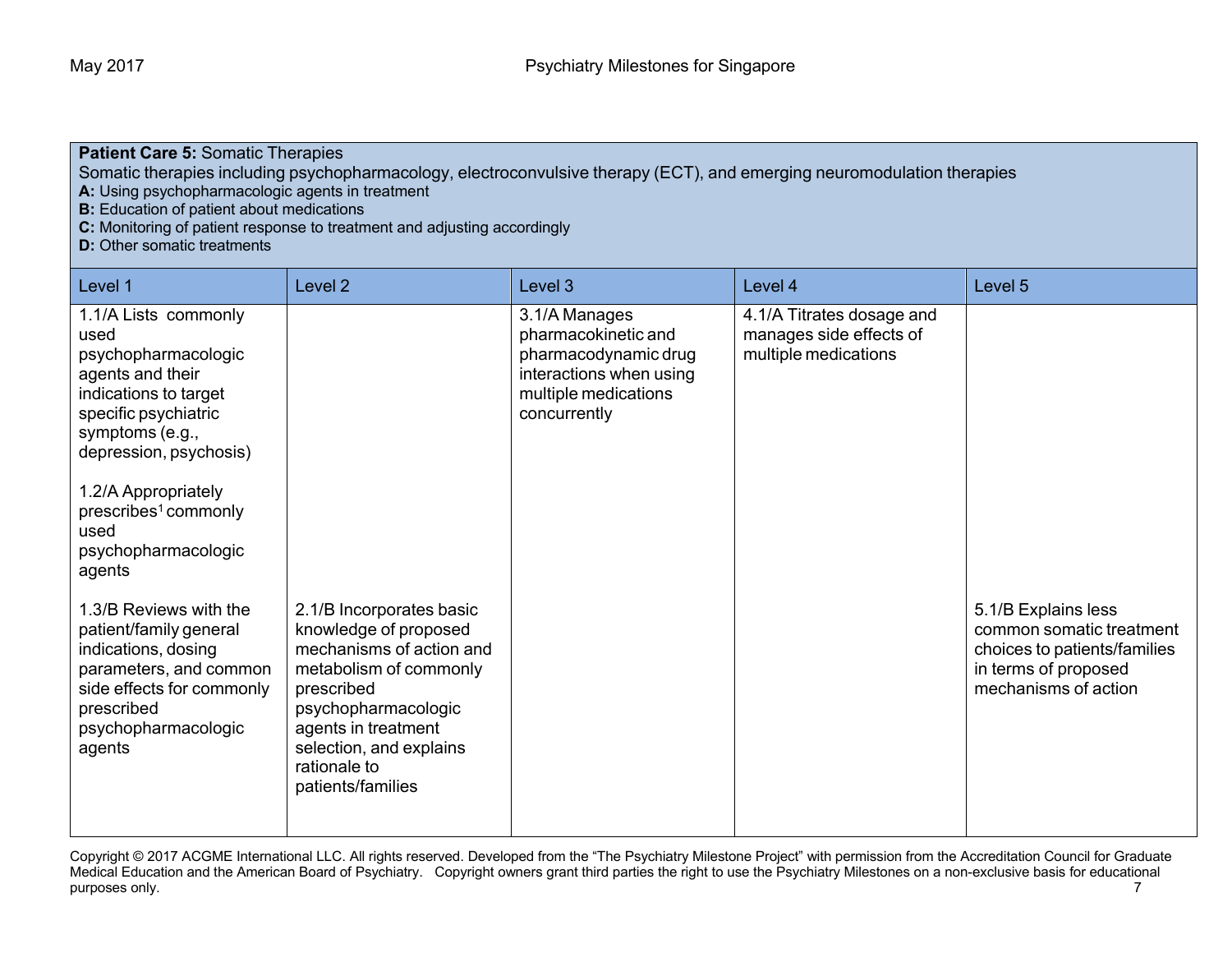| **Patient Care 5:** Somatic Therapies<br>Somatic therapies including psychopharmacology, electroconvulsive therapy (ECT), and emerging neuromodulation therapies<br>**A:** Using psychopharmacologic agents in treatment<br>**B:** Education of patient about medications<br>**C:** Monitoring of patient response to treatment and adjusting accordingly<br>**D:** Other somatic treatments | | | | |
|---|---|---|---|---|
| **Level 1** | **Level 2** | **Level 3** | **Level 4** | **Level 5** |
| 1.1/A Lists commonly used psychopharmacologic agents and their indications to target specific psychiatric symptoms (e.g., depression, psychosis)<br><br>1.2/A Appropriately prescribes[1] commonly used psychopharmacologic agents | | 3.1/A Manages pharmacokinetic and pharmacodynamic drug interactions when using multiple medications concurrently | 4.1/A Titrates dosage and manages side effects of multiple medications | |
| 1.3/B Reviews with the patient/family general indications, dosing parameters, and common side effects for commonly prescribed psychopharmacologic agents | 2.1/B Incorporates basic knowledge of proposed mechanisms of action and metabolism of commonly prescribed psychopharmacologic agents in treatment selection, and explains rationale to patients/families | | | 5.1/B Explains less common somatic treatment choices to patients/families in terms of proposed mechanisms of action |

Copyright © 2017 ACGME International LLC. All rights reserved. Developed from the "The Psychiatry Milestone Project" with permission from the Accreditation Council for Graduate Medical Education and the American Board of Psychiatry. Copyright owners grant third parties the right to use the Psychiatry Milestones on a non-exclusive basis for educational purposes only.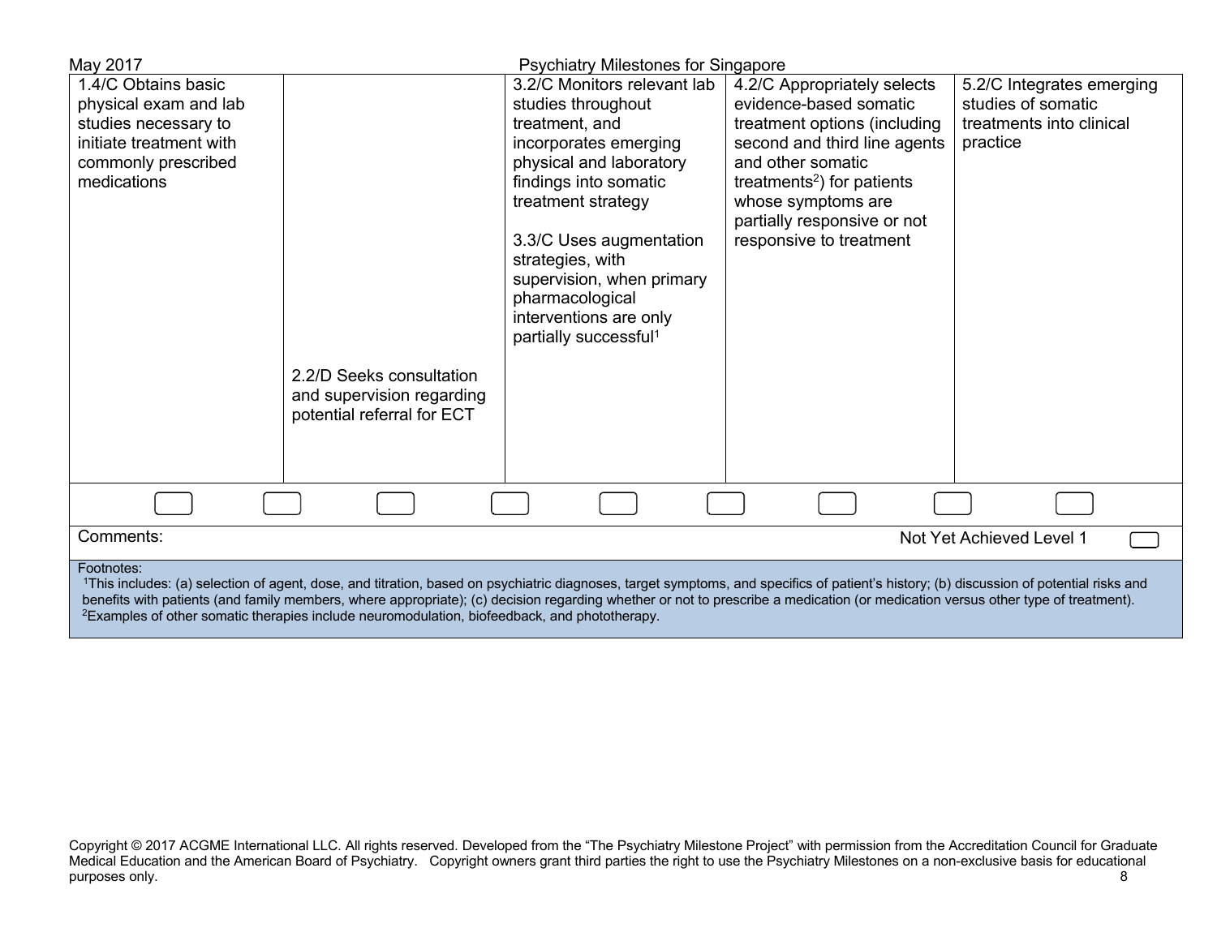| | | | | |
|---|---|---|---|---|
| 1.4/C Obtains basic physical exam and lab studies necessary to initiate treatment with commonly prescribed medications | 2.2/D Seeks consultation and supervision regarding potential referral for ECT | 3.2/C Monitors relevant lab studies throughout treatment, and incorporates emerging physical and laboratory findings into somatic treatment strategy<br><br>3.3/C Uses augmentation strategies, with supervision, when primary pharmacological interventions are only partially successful[1] | 4.2/C Appropriately selects evidence-based somatic treatment options (including second and third line agents and other somatic treatments[2]) for patients whose symptoms are partially responsive or not responsive to treatment | 5.2/C Integrates emerging studies of somatic treatments into clinical practice |

Comments:

Not Yet Achieved Level 1

Footnotes:

[1]This includes: (a) selection of agent, dose, and titration, based on psychiatric diagnoses, target symptoms, and specifics of patient's history; (b) discussion of potential risks and benefits with patients (and family members, where appropriate); (c) decision regarding whether or not to prescribe a medication (or medication versus other type of treatment).

[2]Examples of other somatic therapies include neuromodulation, biofeedback, and phototherapy.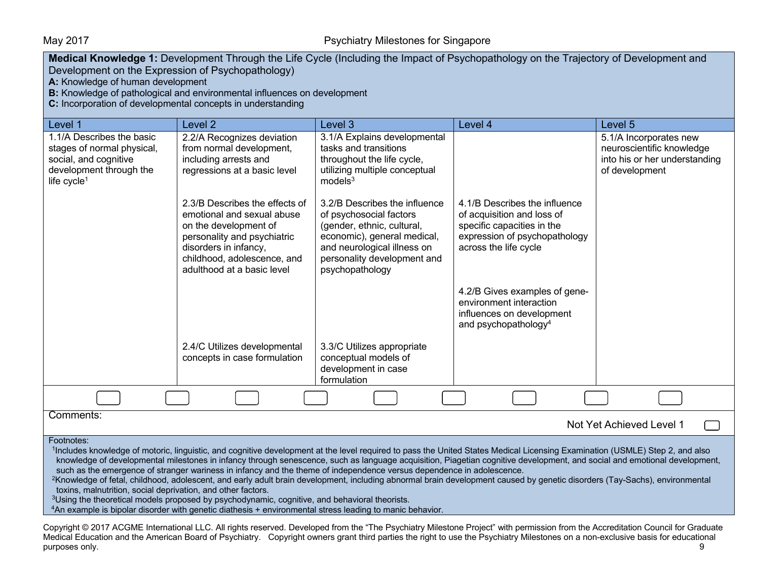**Medical Knowledge 1:** Development Through the Life Cycle (Including the Impact of Psychopathology on the Trajectory of Development and Development on the Expression of Psychopathology)

**A:** Knowledge of human development

**B:** Knowledge of pathological and environmental influences on development

**C:** Incorporation of developmental concepts in understanding

| Level 1 | Level 2 | Level 3 | Level 4 | Level 5 |
|---|---|---|---|---|
| 1.1/A Describes the basic stages of normal physical, social, and cognitive development through the life cycle[1] | 2.2/A Recognizes deviation from normal development, including arrests and regressions at a basic level | 3.1/A Explains developmental tasks and transitions throughout the life cycle, utilizing multiple conceptual models[3] | | 5.1/A Incorporates new neuroscientific knowledge into his or her understanding of development |
| | 2.3/B Describes the effects of emotional and sexual abuse on the development of personality and psychiatric disorders in infancy, childhood, adolescence, and adulthood at a basic level | 3.2/B Describes the influence of psychosocial factors (gender, ethnic, cultural, economic), general medical, and neurological illness on personality development and psychopathology | 4.1/B Describes the influence of acquisition and loss of specific capacities in the expression of psychopathology across the life cycle | |
| | | | 4.2/B Gives examples of gene-environment interaction influences on development and psychopathology[4] | |
| | 2.4/C Utilizes developmental concepts in case formulation | 3.3/C Utilizes appropriate conceptual models of development in case formulation | | |

Comments:

Not Yet Achieved Level 1

Footnotes:

[1]Includes knowledge of motoric, linguistic, and cognitive development at the level required to pass the United States Medical Licensing Examination (USMLE) Step 2, and also knowledge of developmental milestones in infancy through senescence, such as language acquisition, Piagetian cognitive development, and social and emotional development, such as the emergence of stranger wariness in infancy and the theme of independence versus dependence in adolescence.

[2]Knowledge of fetal, childhood, adolescent, and early adult brain development, including abnormal brain development caused by genetic disorders (Tay-Sachs), environmental toxins, malnutrition, social deprivation, and other factors.

[3]Using the theoretical models proposed by psychodynamic, cognitive, and behavioral theorists.

[4]An example is bipolar disorder with genetic diathesis + environmental stress leading to manic behavior.

Copyright © 2017 ACGME International LLC. All rights reserved. Developed from the "The Psychiatry Milestone Project" with permission from the Accreditation Council for Graduate Medical Education and the American Board of Psychiatry. Copyright owners grant third parties the right to use the Psychiatry Milestones on a non-exclusive basis for educational purposes only.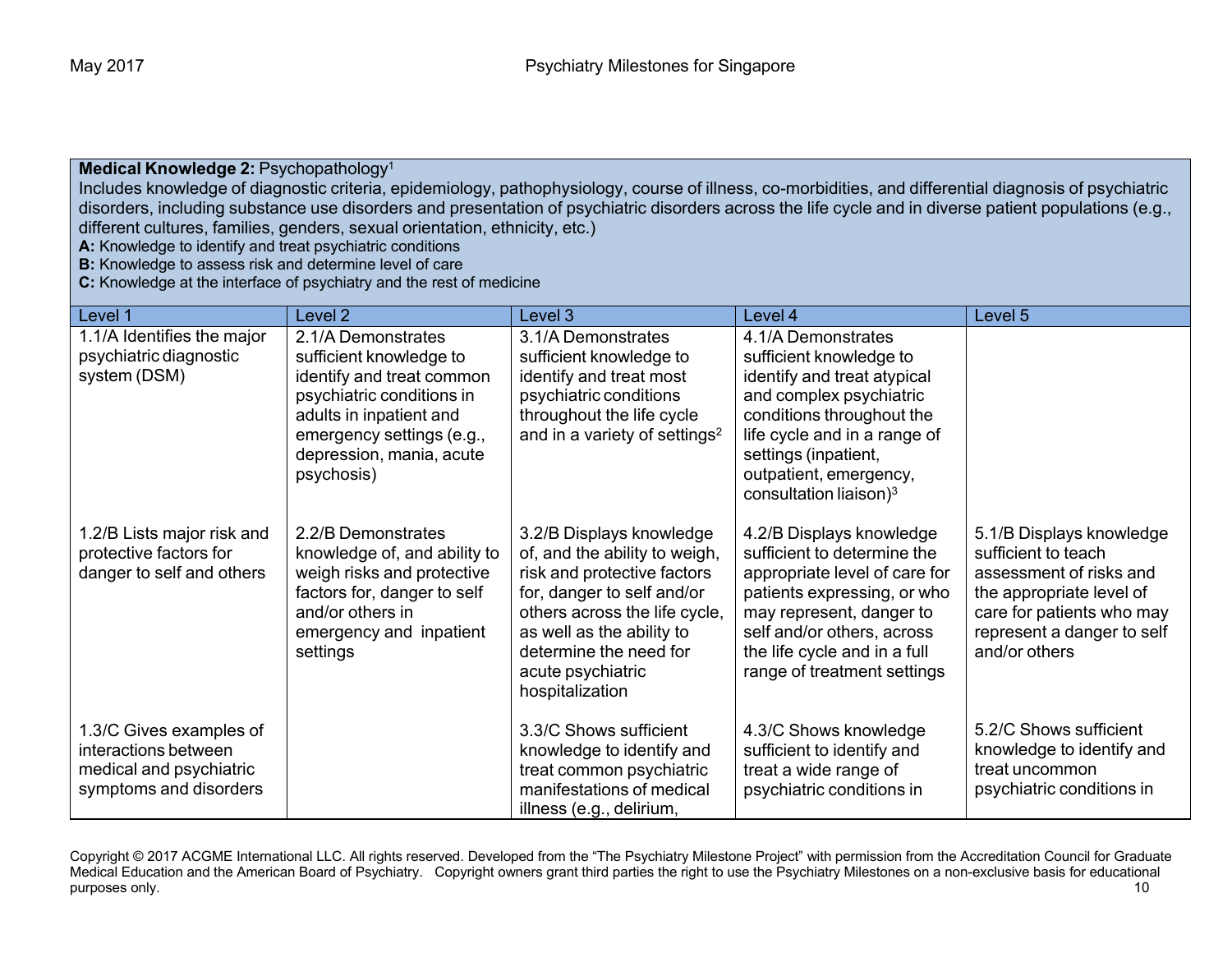| **Medical Knowledge 2:** Psychopathology[1] Includes knowledge of diagnostic criteria, epidemiology, pathophysiology, course of illness, co-morbidities, and differential diagnosis of psychiatric disorders, including substance use disorders and presentation of psychiatric disorders across the life cycle and in diverse patient populations (e.g., different cultures, families, genders, sexual orientation, ethnicity, etc.) **A:** Knowledge to identify and treat psychiatric conditions **B:** Knowledge to assess risk and determine level of care **C:** Knowledge at the interface of psychiatry and the rest of medicine | | | | |
|---|---|---|---|---|
| Level 1 | Level 2 | Level 3 | Level 4 | Level 5 |
| 1.1/A Identifies the major psychiatric diagnostic system (DSM) | 2.1/A Demonstrates sufficient knowledge to identify and treat common psychiatric conditions in adults in inpatient and emergency settings (e.g., depression, mania, acute psychosis) | 3.1/A Demonstrates sufficient knowledge to identify and treat most psychiatric conditions throughout the life cycle and in a variety of settings[2] | 4.1/A Demonstrates sufficient knowledge to identify and treat atypical and complex psychiatric conditions throughout the life cycle and in a range of settings (inpatient, outpatient, emergency, consultation liaison)[3] | |
| 1.2/B Lists major risk and protective factors for danger to self and others | 2.2/B Demonstrates knowledge of, and ability to weigh risks and protective factors for, danger to self and/or others in emergency and inpatient settings | 3.2/B Displays knowledge of, and the ability to weigh, risk and protective factors for, danger to self and/or others across the life cycle, as well as the ability to determine the need for acute psychiatric hospitalization | 4.2/B Displays knowledge sufficient to determine the appropriate level of care for patients expressing, or who may represent, danger to self and/or others, across the life cycle and in a full range of treatment settings | 5.1/B Displays knowledge sufficient to teach assessment of risks and the appropriate level of care for patients who may represent a danger to self and/or others |
| 1.3/C Gives examples of interactions between medical and psychiatric symptoms and disorders | | 3.3/C Shows sufficient knowledge to identify and treat common psychiatric manifestations of medical illness (e.g., delirium, | 4.3/C Shows knowledge sufficient to identify and treat a wide range of psychiatric conditions in | 5.2/C Shows sufficient knowledge to identify and treat uncommon psychiatric conditions in |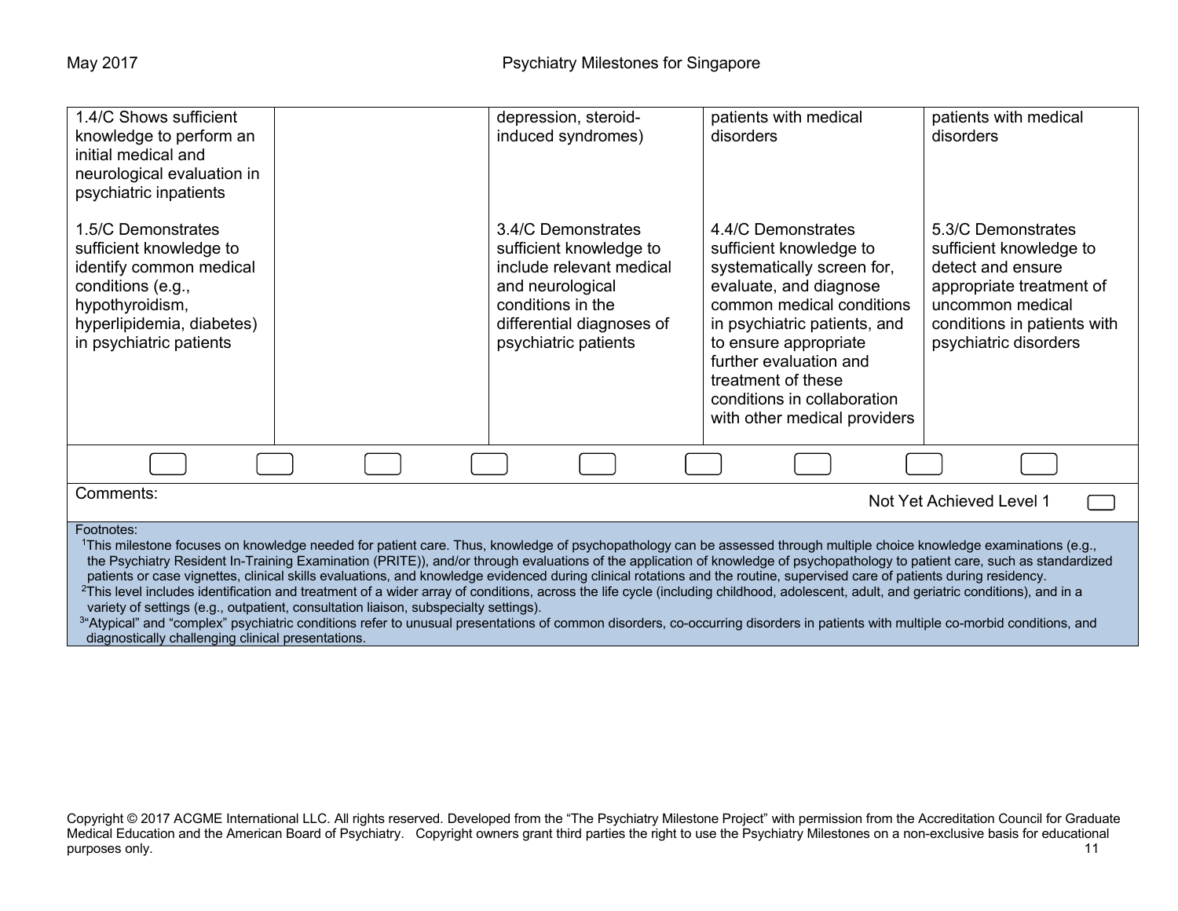| | | | | |
|---|---|---|---|---|
| 1.4/C Shows sufficient knowledge to perform an initial medical and neurological evaluation in psychiatric inpatients | | depression, steroid-induced syndromes) | patients with medical disorders | patients with medical disorders |
| 1.5/C Demonstrates sufficient knowledge to identify common medical conditions (e.g., hypothyroidism, hyperlipidemia, diabetes) in psychiatric patients | | 3.4/C Demonstrates sufficient knowledge to include relevant medical and neurological conditions in the differential diagnoses of psychiatric patients | 4.4/C Demonstrates sufficient knowledge to systematically screen for, evaluate, and diagnose common medical conditions in psychiatric patients, and to ensure appropriate further evaluation and treatment of these conditions in collaboration with other medical providers | 5.3/C Demonstrates sufficient knowledge to detect and ensure appropriate treatment of uncommon medical conditions in patients with psychiatric disorders |

Comments:

Not Yet Achieved Level 1

Footnotes:

[1]This milestone focuses on knowledge needed for patient care. Thus, knowledge of psychopathology can be assessed through multiple choice knowledge examinations (e.g., the Psychiatry Resident In-Training Examination (PRITE)), and/or through evaluations of the application of knowledge of psychopathology to patient care, such as standardized patients or case vignettes, clinical skills evaluations, and knowledge evidenced during clinical rotations and the routine, supervised care of patients during residency.

[2]This level includes identification and treatment of a wider array of conditions, across the life cycle (including childhood, adolescent, adult, and geriatric conditions), and in a variety of settings (e.g., outpatient, consultation liaison, subspecialty settings).

[3]"Atypical" and "complex" psychiatric conditions refer to unusual presentations of common disorders, co-occurring disorders in patients with multiple co-morbid conditions, and diagnostically challenging clinical presentations.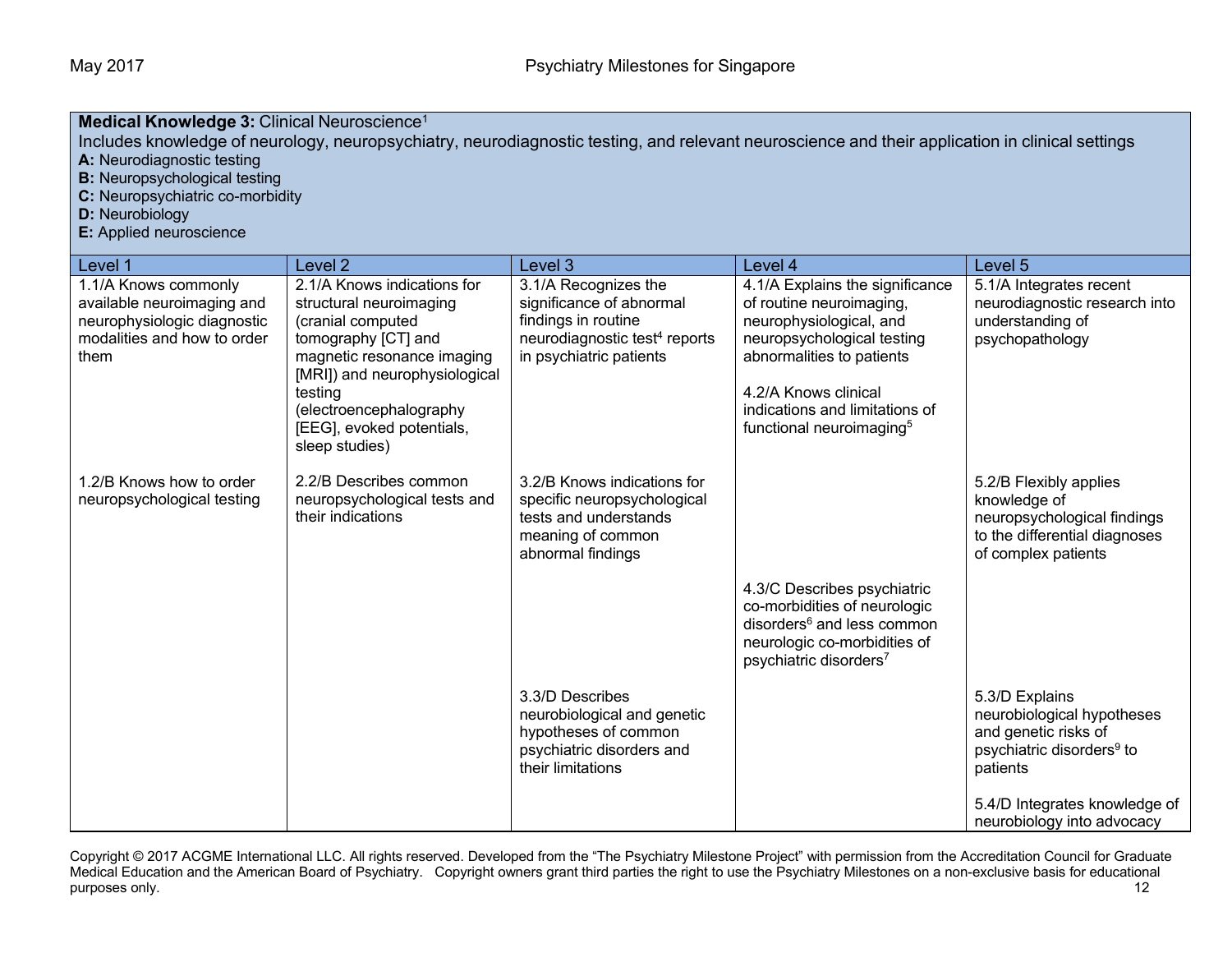**Medical Knowledge 3:** Clinical Neuroscience[1]
Includes knowledge of neurology, neuropsychiatry, neurodiagnostic testing, and relevant neuroscience and their application in clinical settings
**A:** Neurodiagnostic testing
**B:** Neuropsychological testing
**C:** Neuropsychiatric co-morbidity
**D:** Neurobiology
**E:** Applied neuroscience

| Level 1 | Level 2 | Level 3 | Level 4 | Level 5 |
|---|---|---|---|---|
| 1.1/A Knows commonly available neuroimaging and neurophysiologic diagnostic modalities and how to order them | 2.1/A Knows indications for structural neuroimaging (cranial computed tomography [CT] and magnetic resonance imaging [MRI]) and neurophysiological testing (electroencephalography [EEG], evoked potentials, sleep studies) | 3.1/A Recognizes the significance of abnormal findings in routine neurodiagnostic test[4] reports in psychiatric patients | 4.1/A Explains the significance of routine neuroimaging, neurophysiological, and neuropsychological testing abnormalities to patients<br><br>4.2/A Knows clinical indications and limitations of functional neuroimaging[5] | 5.1/A Integrates recent neurodiagnostic research into understanding of psychopathology |
| 1.2/B Knows how to order neuropsychological testing | 2.2/B Describes common neuropsychological tests and their indications | 3.2/B Knows indications for specific neuropsychological tests and understands meaning of common abnormal findings | | 5.2/B Flexibly applies knowledge of neuropsychological findings to the differential diagnoses of complex patients |
| | | | 4.3/C Describes psychiatric co-morbidities of neurologic disorders[6] and less common neurologic co-morbidities of psychiatric disorders[7] | |
| | | 3.3/D Describes neurobiological and genetic hypotheses of common psychiatric disorders and their limitations | | 5.3/D Explains neurobiological hypotheses and genetic risks of psychiatric disorders[9] to patients<br><br>5.4/D Integrates knowledge of neurobiology into advocacy |

Copyright © 2017 ACGME International LLC. All rights reserved. Developed from the "The Psychiatry Milestone Project" with permission from the Accreditation Council for Graduate Medical Education and the American Board of Psychiatry. Copyright owners grant third parties the right to use the Psychiatry Milestones on a non-exclusive basis for educational purposes only.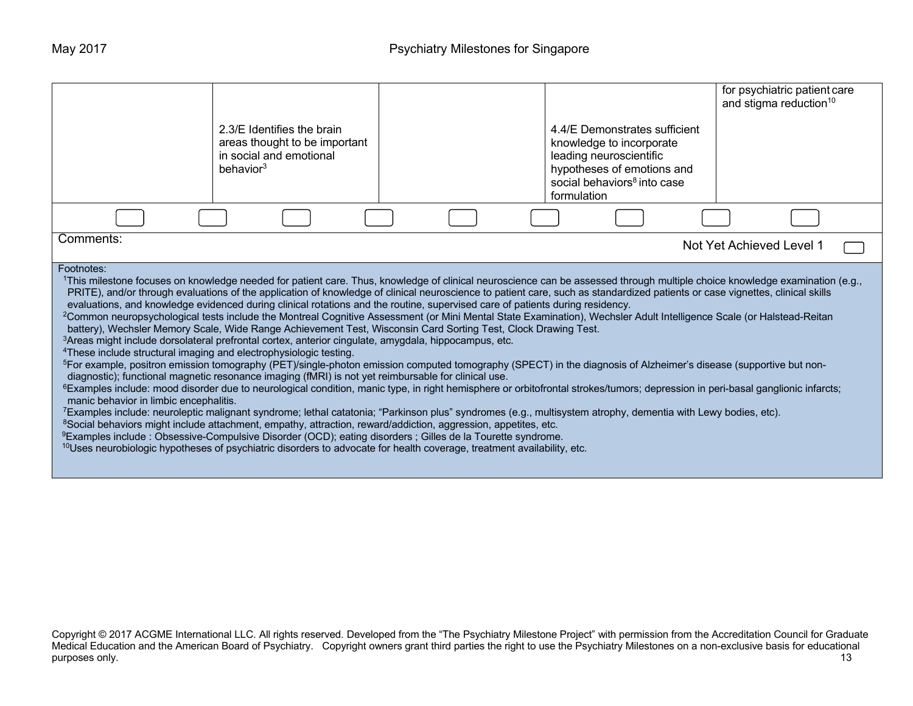| | | | | |
|---|---|---|---|---|
| | 2.3/E Identifies the brain areas thought to be important in social and emotional behavior[3] | | 4.4/E Demonstrates sufficient knowledge to incorporate leading neuroscientific hypotheses of emotions and social behaviors[8] into case formulation | for psychiatric patient care and stigma reduction[10] |

Comments:

Not Yet Achieved Level 1

Footnotes:

[1]This milestone focuses on knowledge needed for patient care. Thus, knowledge of clinical neuroscience can be assessed through multiple choice knowledge examination (e.g., PRITE), and/or through evaluations of the application of knowledge of clinical neuroscience to patient care, such as standardized patients or case vignettes, clinical skills evaluations, and knowledge evidenced during clinical rotations and the routine, supervised care of patients during residency.

[2]Common neuropsychological tests include the Montreal Cognitive Assessment (or Mini Mental State Examination), Wechsler Adult Intelligence Scale (or Halstead-Reitan battery), Wechsler Memory Scale, Wide Range Achievement Test, Wisconsin Card Sorting Test, Clock Drawing Test.

[3]Areas might include dorsolateral prefrontal cortex, anterior cingulate, amygdala, hippocampus, etc.

[4]These include structural imaging and electrophysiologic testing.

[5]For example, positron emission tomography (PET)/single-photon emission computed tomography (SPECT) in the diagnosis of Alzheimer's disease (supportive but non-diagnostic); functional magnetic resonance imaging (fMRI) is not yet reimbursable for clinical use.

[6]Examples include: mood disorder due to neurological condition, manic type, in right hemisphere or orbitofrontal strokes/tumors; depression in peri-basal ganglionic infarcts; manic behavior in limbic encephalitis.

[7]Examples include: neuroleptic malignant syndrome; lethal catatonia; "Parkinson plus" syndromes (e.g., multisystem atrophy, dementia with Lewy bodies, etc).

[8]Social behaviors might include attachment, empathy, attraction, reward/addiction, aggression, appetites, etc.

[9]Examples include : Obsessive-Compulsive Disorder (OCD); eating disorders ; Gilles de la Tourette syndrome.

[10]Uses neurobiologic hypotheses of psychiatric disorders to advocate for health coverage, treatment availability, etc.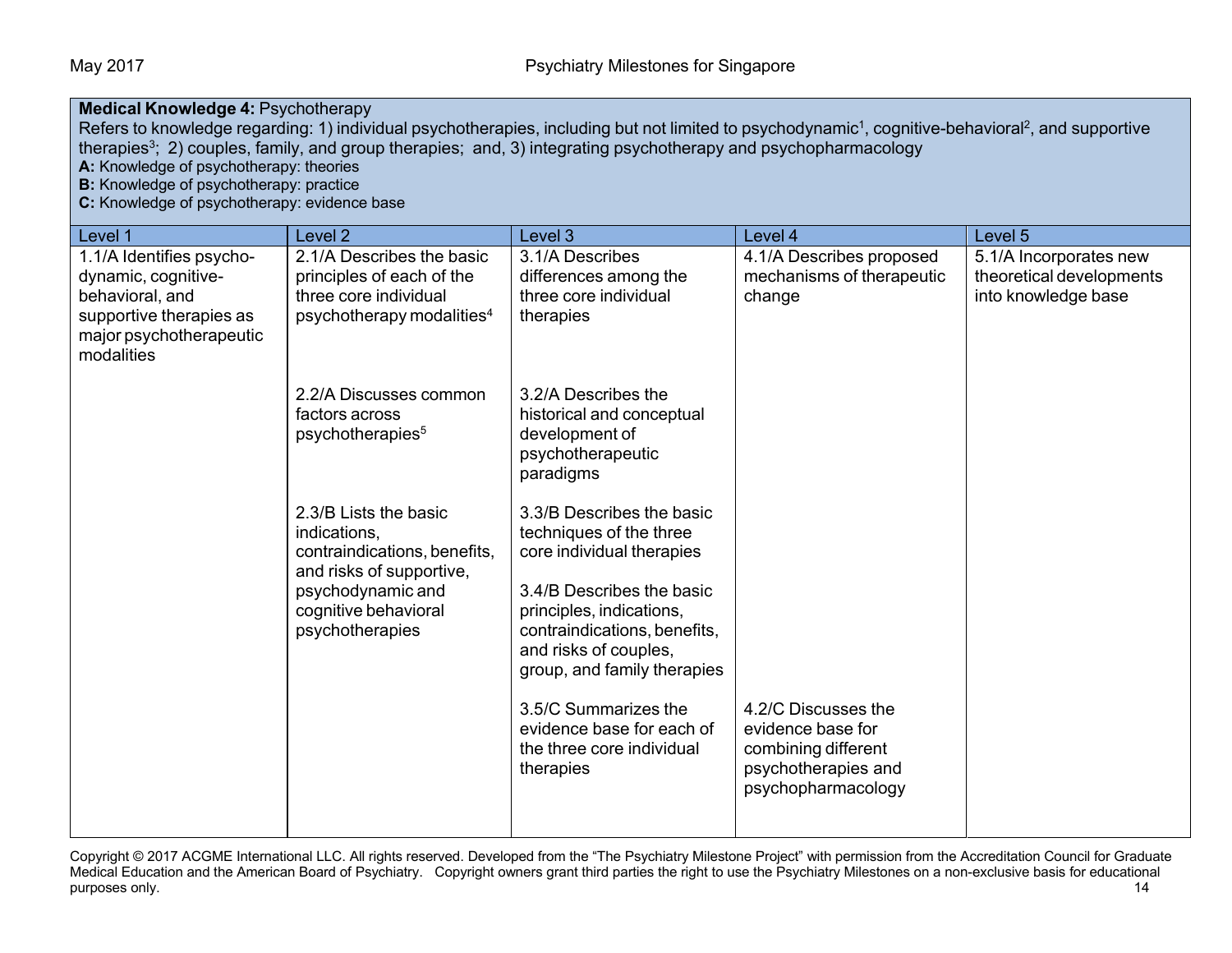**Medical Knowledge 4:** Psychotherapy
Refers to knowledge regarding: 1) individual psychotherapies, including but not limited to psychodynamic[1], cognitive-behavioral[2], and supportive therapies[3]; 2) couples, family, and group therapies; and, 3) integrating psychotherapy and psychopharmacology

**A:** Knowledge of psychotherapy: theories
**B:** Knowledge of psychotherapy: practice
**C:** Knowledge of psychotherapy: evidence base

| Level 1 | Level 2 | Level 3 | Level 4 | Level 5 |
|---|---|---|---|---|
| 1.1/A Identifies psycho-dynamic, cognitive-behavioral, and supportive therapies as major psychotherapeutic modalities | 2.1/A Describes the basic principles of each of the three core individual psychotherapy modalities[4] | 3.1/A Describes differences among the three core individual therapies | 4.1/A Describes proposed mechanisms of therapeutic change | 5.1/A Incorporates new theoretical developments into knowledge base |
| | 2.2/A Discusses common factors across psychotherapies[5] | 3.2/A Describes the historical and conceptual development of psychotherapeutic paradigms | | |
| | 2.3/B Lists the basic indications, contraindications, benefits, and risks of supportive, psychodynamic and cognitive behavioral psychotherapies | 3.3/B Describes the basic techniques of the three core individual therapies | | |
| | | 3.4/B Describes the basic principles, indications, contraindications, benefits, and risks of couples, group, and family therapies | | |
| | | 3.5/C Summarizes the evidence base for each of the three core individual therapies | 4.2/C Discusses the evidence base for combining different psychotherapies and psychopharmacology | |

Copyright © 2017 ACGME International LLC. All rights reserved. Developed from the "The Psychiatry Milestone Project" with permission from the Accreditation Council for Graduate Medical Education and the American Board of Psychiatry. Copyright owners grant third parties the right to use the Psychiatry Milestones on a non-exclusive basis for educational purposes only.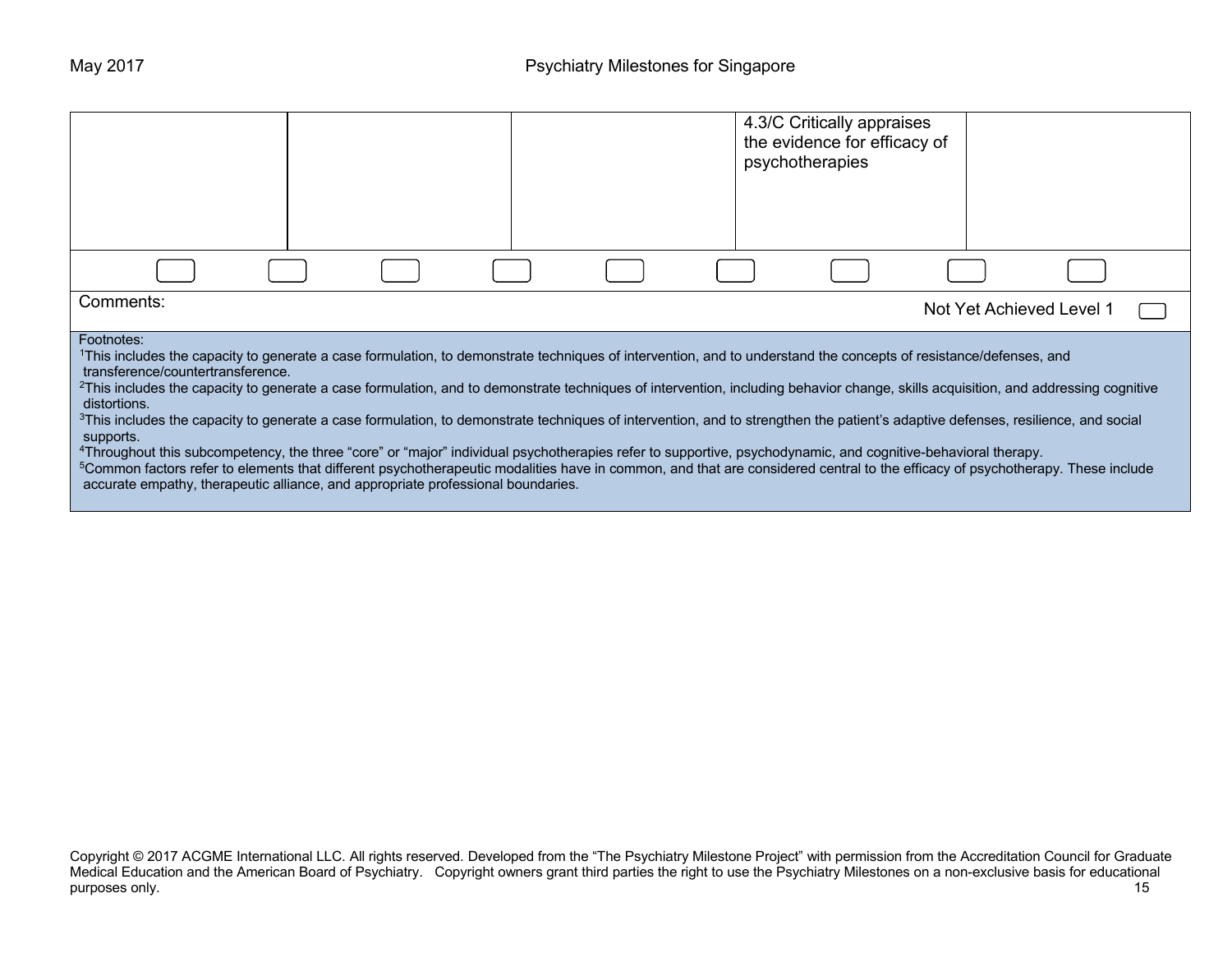| Level 1 | Level 2 | Level 3 | Level 4 | Level 5 |
|---|---|---|---|---|
| | | | 4.3/C Critically appraises the evidence for efficacy of psychotherapies | |

Comments:

Not Yet Achieved Level 1

Footnotes:

[1]This includes the capacity to generate a case formulation, to demonstrate techniques of intervention, and to understand the concepts of resistance/defenses, and transference/countertransference.

[2]This includes the capacity to generate a case formulation, and to demonstrate techniques of intervention, including behavior change, skills acquisition, and addressing cognitive distortions.

[3]This includes the capacity to generate a case formulation, to demonstrate techniques of intervention, and to strengthen the patient's adaptive defenses, resilience, and social supports.

[4]Throughout this subcompetency, the three "core" or "major" individual psychotherapies refer to supportive, psychodynamic, and cognitive-behavioral therapy.

[5]Common factors refer to elements that different psychotherapeutic modalities have in common, and that are considered central to the efficacy of psychotherapy. These include accurate empathy, therapeutic alliance, and appropriate professional boundaries.

Copyright © 2017 ACGME International LLC. All rights reserved. Developed from the "The Psychiatry Milestone Project" with permission from the Accreditation Council for Graduate Medical Education and the American Board of Psychiatry. Copyright owners grant third parties the right to use the Psychiatry Milestones on a non-exclusive basis for educational purposes only.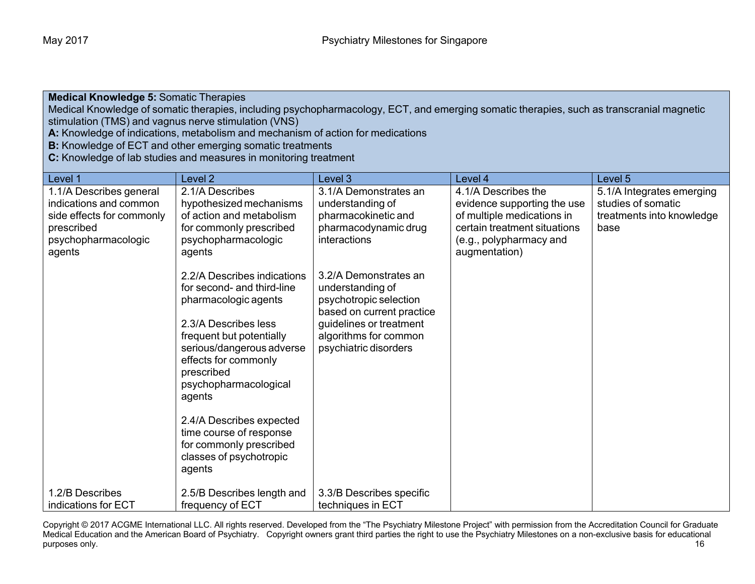**Medical Knowledge 5:** Somatic Therapies
Medical Knowledge of somatic therapies, including psychopharmacology, ECT, and emerging somatic therapies, such as transcranial magnetic stimulation (TMS) and vagnus nerve stimulation (VNS)
**A:** Knowledge of indications, metabolism and mechanism of action for medications
**B:** Knowledge of ECT and other emerging somatic treatments
**C:** Knowledge of lab studies and measures in monitoring treatment

| Level 1 | Level 2 | Level 3 | Level 4 | Level 5 |
|---|---|---|---|---|
| 1.1/A Describes general indications and common side effects for commonly prescribed psychopharmacologic agents | 2.1/A Describes hypothesized mechanisms of action and metabolism for commonly prescribed psychopharmacologic agents<br><br>2.2/A Describes indications for second- and third-line pharmacologic agents<br><br>2.3/A Describes less frequent but potentially serious/dangerous adverse effects for commonly prescribed psychopharmacological agents<br><br>2.4/A Describes expected time course of response for commonly prescribed classes of psychotropic agents | 3.1/A Demonstrates an understanding of pharmacokinetic and pharmacodynamic drug interactions<br><br>3.2/A Demonstrates an understanding of psychotropic selection based on current practice guidelines or treatment algorithms for common psychiatric disorders | 4.1/A Describes the evidence supporting the use of multiple medications in certain treatment situations (e.g., polypharmacy and augmentation) | 5.1/A Integrates emerging studies of somatic treatments into knowledge base |
| 1.2/B Describes indications for ECT | 2.5/B Describes length and frequency of ECT | 3.3/B Describes specific techniques in ECT | | |

Copyright © 2017 ACGME International LLC. All rights reserved. Developed from the "The Psychiatry Milestone Project" with permission from the Accreditation Council for Graduate Medical Education and the American Board of Psychiatry. Copyright owners grant third parties the right to use the Psychiatry Milestones on a non-exclusive basis for educational purposes only.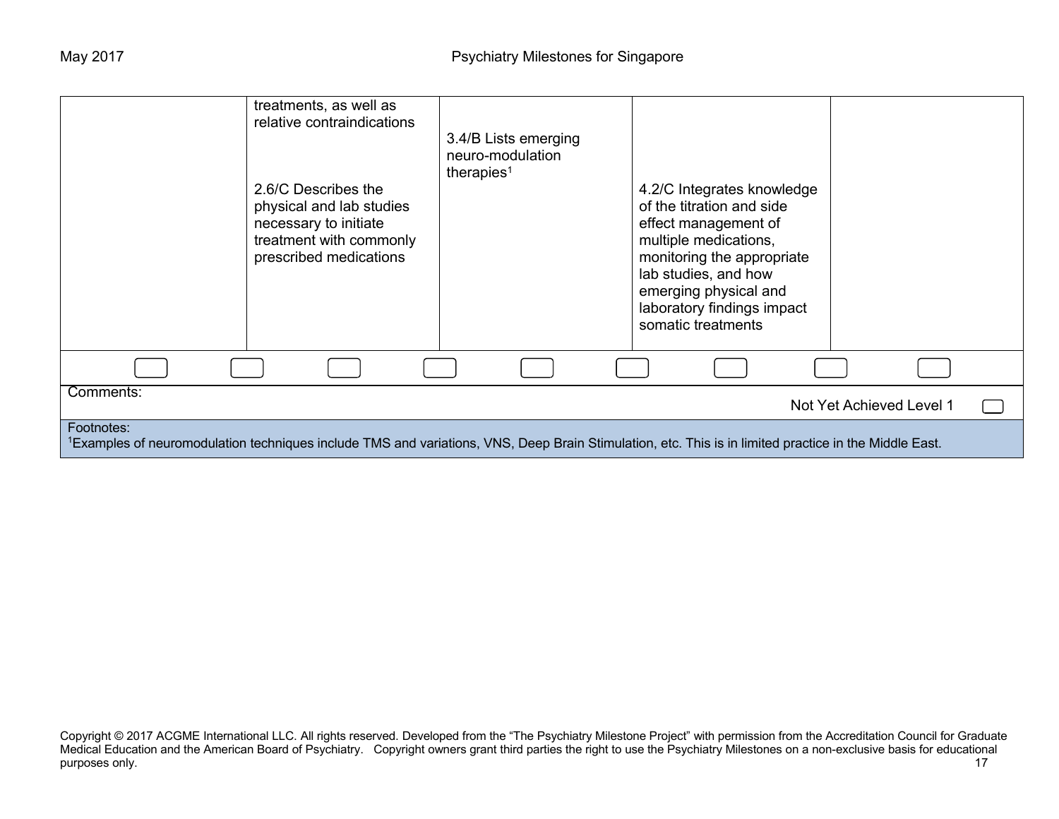| | | | | |
|---|---|---|---|---|
| | treatments, as well as relative contraindications<br><br>2.6/C Describes the physical and lab studies necessary to initiate treatment with commonly prescribed medications | 3.4/B Lists emerging neuro-modulation therapies[1] | 4.2/C Integrates knowledge of the titration and side effect management of multiple medications, monitoring the appropriate lab studies, and how emerging physical and laboratory findings impact somatic treatments | |

Comments:

Not Yet Achieved Level 1

Footnotes:
[1]Examples of neuromodulation techniques include TMS and variations, VNS, Deep Brain Stimulation, etc. This is in limited practice in the Middle East.

Copyright © 2017 ACGME International LLC. All rights reserved. Developed from the "The Psychiatry Milestone Project" with permission from the Accreditation Council for Graduate Medical Education and the American Board of Psychiatry. Copyright owners grant third parties the right to use the Psychiatry Milestones on a non-exclusive basis for educational purposes only.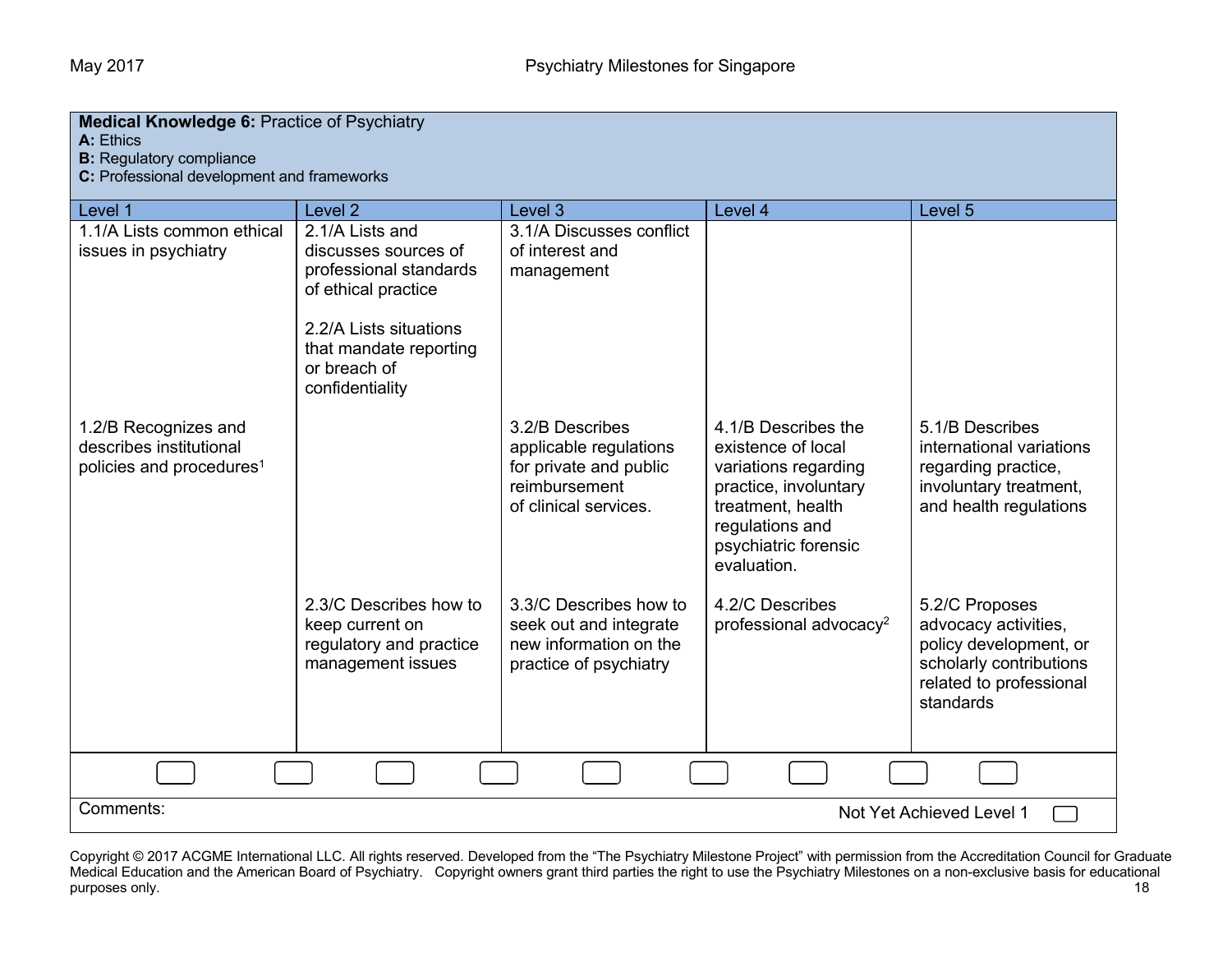**Medical Knowledge 6:** Practice of Psychiatry
**A:** Ethics
**B:** Regulatory compliance
**C:** Professional development and frameworks

| Level 1 | Level 2 | Level 3 | Level 4 | Level 5 |
|---|---|---|---|---|
| 1.1/A Lists common ethical issues in psychiatry | 2.1/A Lists and discusses sources of professional standards of ethical practice<br><br>2.2/A Lists situations that mandate reporting or breach of confidentiality | 3.1/A Discusses conflict of interest and management | | |
| 1.2/B Recognizes and describes institutional policies and procedures[1] | | 3.2/B Describes applicable regulations for private and public reimbursement of clinical services. | 4.1/B Describes the existence of local variations regarding practice, involuntary treatment, health regulations and psychiatric forensic evaluation. | 5.1/B Describes international variations regarding practice, involuntary treatment, and health regulations |
| | 2.3/C Describes how to keep current on regulatory and practice management issues | 3.3/C Describes how to seek out and integrate new information on the practice of psychiatry | 4.2/C Describes professional advocacy[2] | 5.2/C Proposes advocacy activities, policy development, or scholarly contributions related to professional standards |

Comments:

Not Yet Achieved Level 1

Copyright © 2017 ACGME International LLC. All rights reserved. Developed from the "The Psychiatry Milestone Project" with permission from the Accreditation Council for Graduate Medical Education and the American Board of Psychiatry. Copyright owners grant third parties the right to use the Psychiatry Milestones on a non-exclusive basis for educational purposes only.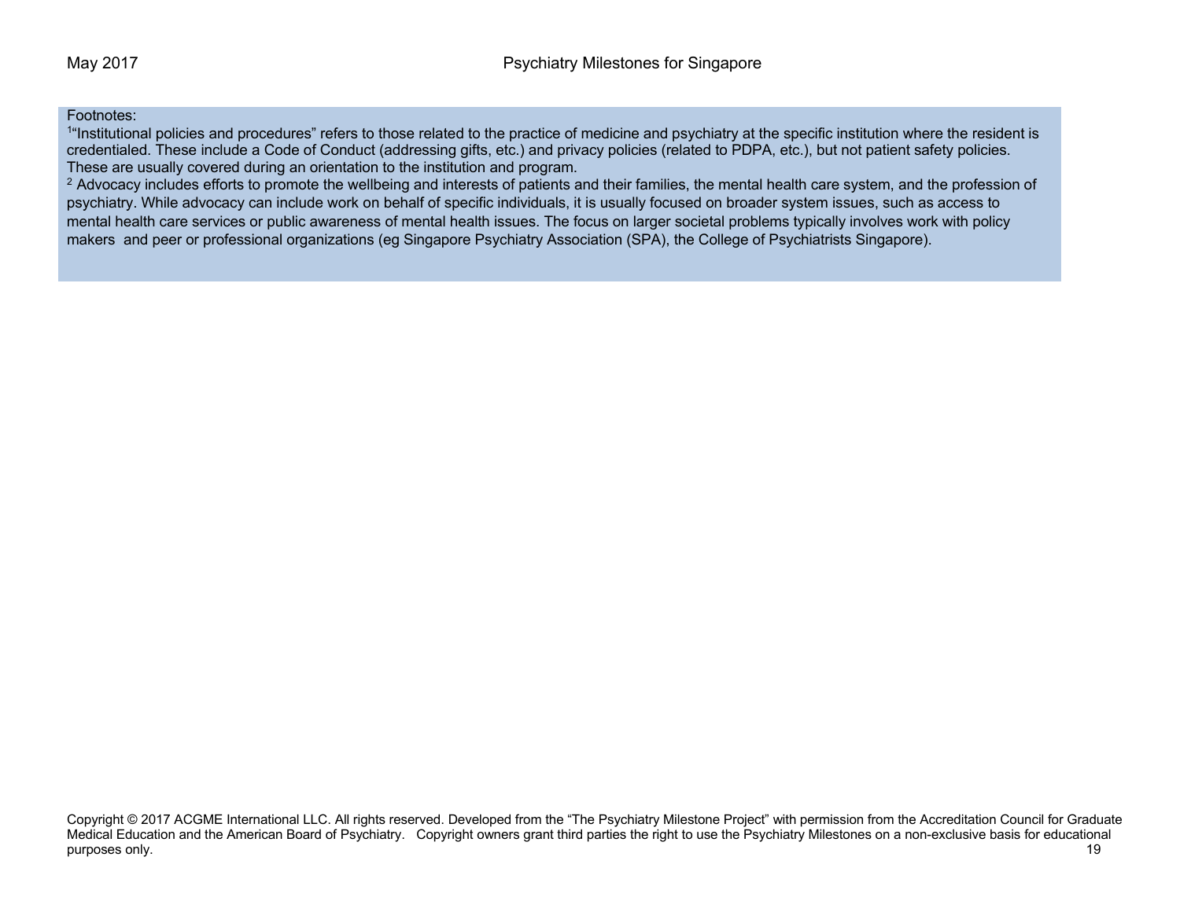Footnotes:

[1]"Institutional policies and procedures" refers to those related to the practice of medicine and psychiatry at the specific institution where the resident is credentialed. These include a Code of Conduct (addressing gifts, etc.) and privacy policies (related to PDPA, etc.), but not patient safety policies. These are usually covered during an orientation to the institution and program.

[2] Advocacy includes efforts to promote the wellbeing and interests of patients and their families, the mental health care system, and the profession of psychiatry. While advocacy can include work on behalf of specific individuals, it is usually focused on broader system issues, such as access to mental health care services or public awareness of mental health issues. The focus on larger societal problems typically involves work with policy makers and peer or professional organizations (eg Singapore Psychiatry Association (SPA), the College of Psychiatrists Singapore).

Copyright © 2017 ACGME International LLC. All rights reserved. Developed from the "The Psychiatry Milestone Project" with permission from the Accreditation Council for Graduate Medical Education and the American Board of Psychiatry. Copyright owners grant third parties the right to use the Psychiatry Milestones on a non-exclusive basis for educational purposes only.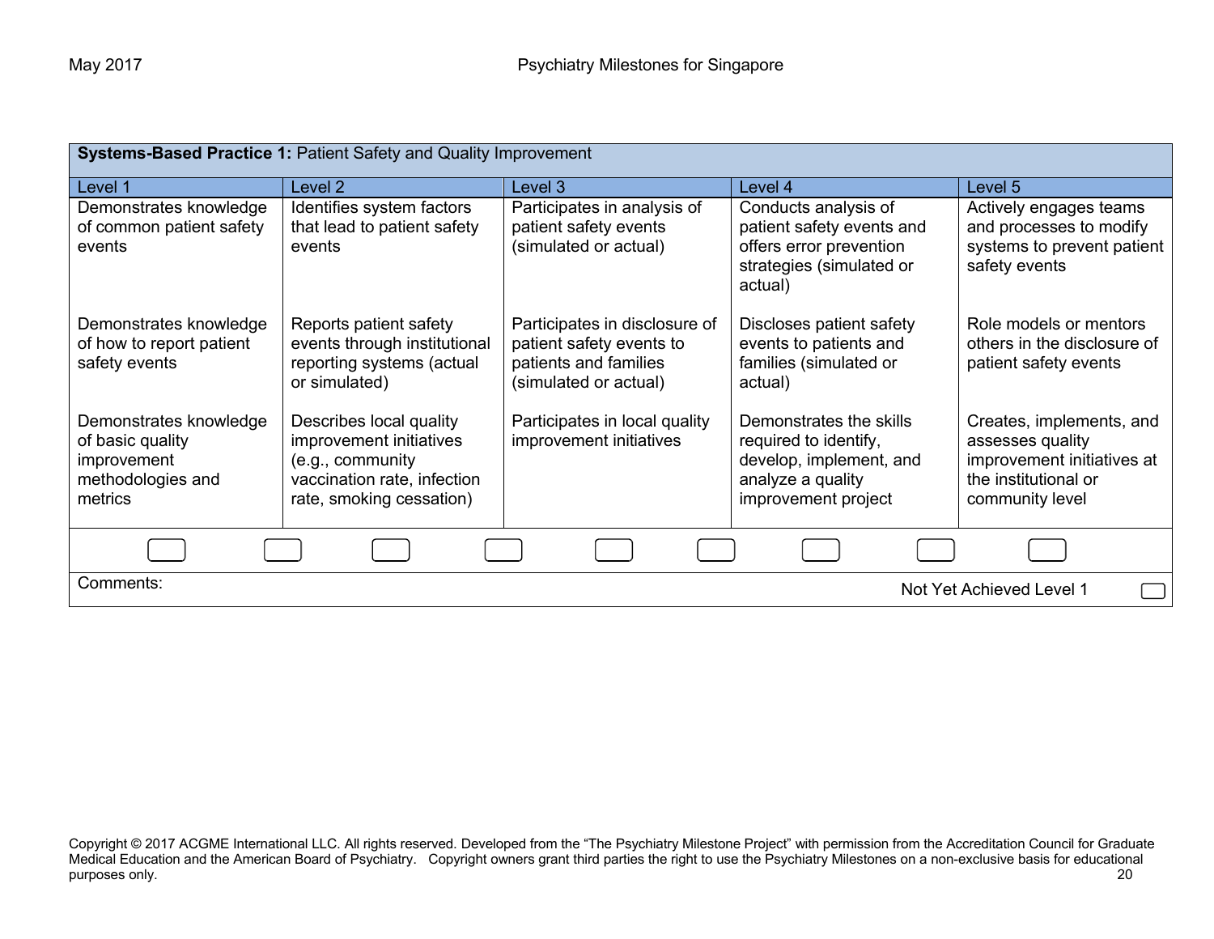| **Systems-Based Practice 1:** Patient Safety and Quality Improvement | | | | |
|---|---|---|---|---|
| Level 1 | Level 2 | Level 3 | Level 4 | Level 5 |
| Demonstrates knowledge of common patient safety events | Identifies system factors that lead to patient safety events | Participates in analysis of patient safety events (simulated or actual) | Conducts analysis of patient safety events and offers error prevention strategies (simulated or actual) | Actively engages teams and processes to modify systems to prevent patient safety events |
| Demonstrates knowledge of how to report patient safety events | Reports patient safety events through institutional reporting systems (actual or simulated) | Participates in disclosure of patient safety events to patients and families (simulated or actual) | Discloses patient safety events to patients and families (simulated or actual) | Role models or mentors others in the disclosure of patient safety events |
| Demonstrates knowledge of basic quality improvement methodologies and metrics | Describes local quality improvement initiatives (e.g., community vaccination rate, infection rate, smoking cessation) | Participates in local quality improvement initiatives | Demonstrates the skills required to identify, develop, implement, and analyze a quality improvement project | Creates, implements, and assesses quality improvement initiatives at the institutional or community level |

Comments:

Not Yet Achieved Level 1

Copyright © 2017 ACGME International LLC. All rights reserved. Developed from the "The Psychiatry Milestone Project" with permission from the Accreditation Council for Graduate Medical Education and the American Board of Psychiatry. Copyright owners grant third parties the right to use the Psychiatry Milestones on a non-exclusive basis for educational purposes only.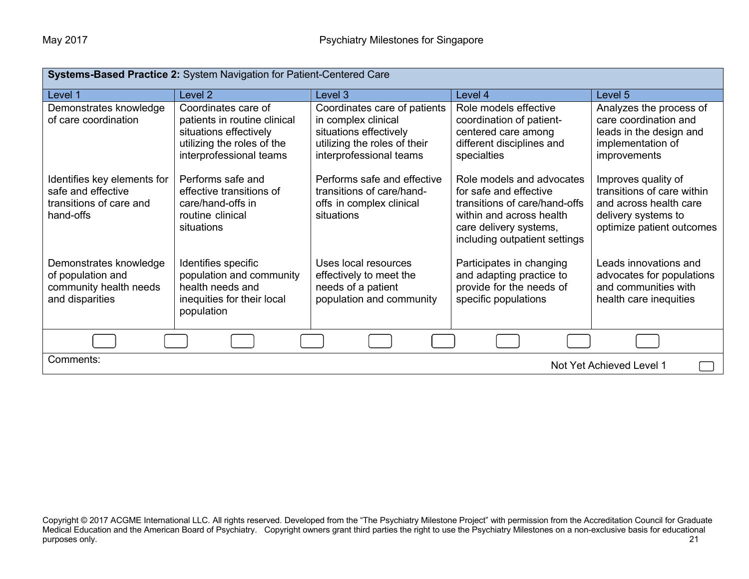| **Systems-Based Practice 2:** System Navigation for Patient-Centered Care | | | | |
|---|---|---|---|---|
| Level 1 | Level 2 | Level 3 | Level 4 | Level 5 |
| Demonstrates knowledge of care coordination | Coordinates care of patients in routine clinical situations effectively utilizing the roles of the interprofessional teams | Coordinates care of patients in complex clinical situations effectively utilizing the roles of their interprofessional teams | Role models effective coordination of patient-centered care among different disciplines and specialties | Analyzes the process of care coordination and leads in the design and implementation of improvements |
| Identifies key elements for safe and effective transitions of care and hand-offs | Performs safe and effective transitions of care/hand-offs in routine clinical situations | Performs safe and effective transitions of care/hand-offs in complex clinical situations | Role models and advocates for safe and effective transitions of care/hand-offs within and across health care delivery systems, including outpatient settings | Improves quality of transitions of care within and across health care delivery systems to optimize patient outcomes |
| Demonstrates knowledge of population and community health needs and disparities | Identifies specific population and community health needs and inequities for their local population | Uses local resources effectively to meet the needs of a patient population and community | Participates in changing and adapting practice to provide for the needs of specific populations | Leads innovations and advocates for populations and communities with health care inequities |

Comments:

Not Yet Achieved Level 1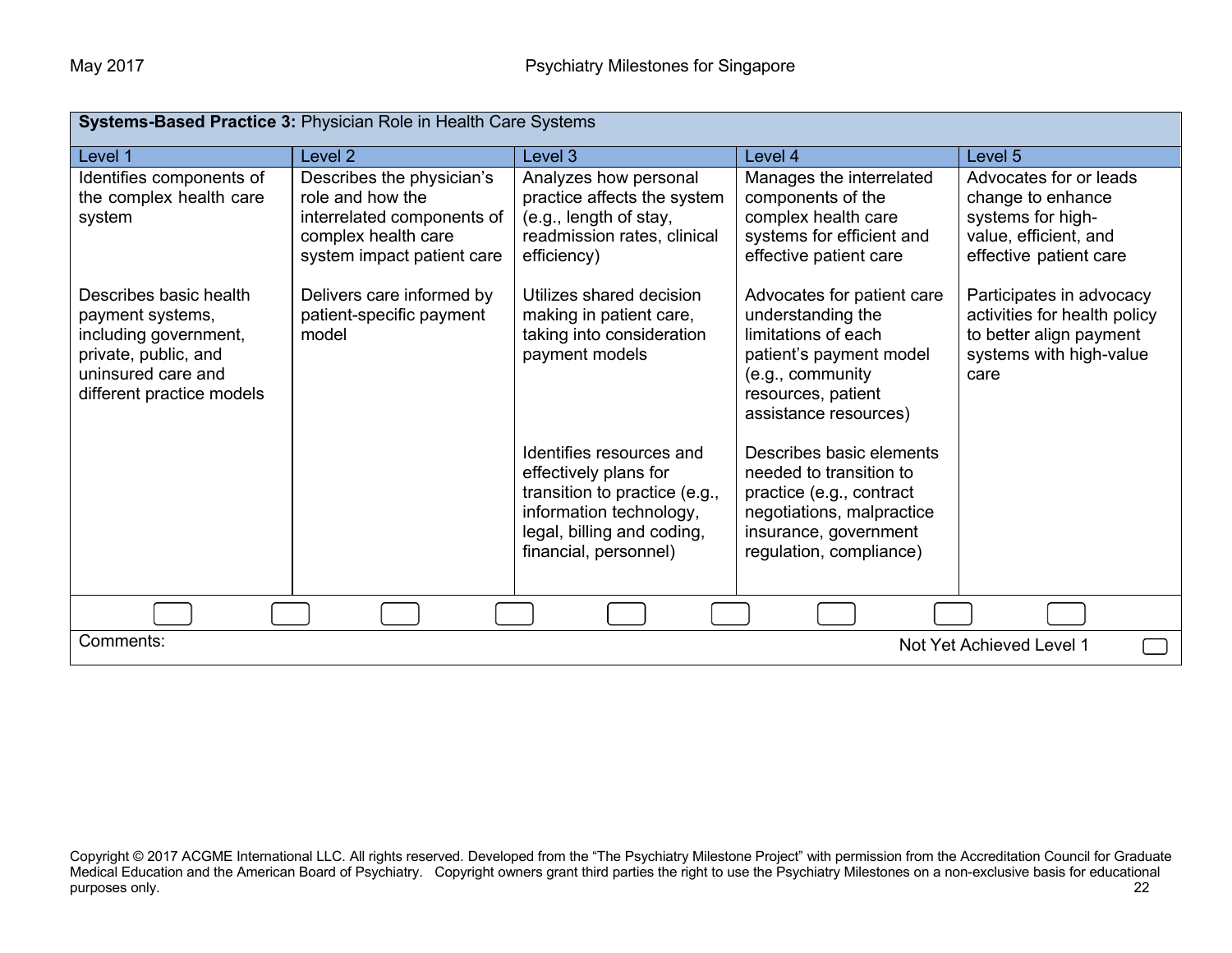**Systems-Based Practice 3:** Physician Role in Health Care Systems

| Level 1 | Level 2 | Level 3 | Level 4 | Level 5 |
|---|---|---|---|---|
| Identifies components of the complex health care system | Describes the physician's role and how the interrelated components of complex health care system impact patient care | Analyzes how personal practice affects the system (e.g., length of stay, readmission rates, clinical efficiency) | Manages the interrelated components of the complex health care systems for efficient and effective patient care | Advocates for or leads change to enhance systems for high-value, efficient, and effective patient care |
| Describes basic health payment systems, including government, private, public, and uninsured care and different practice models | Delivers care informed by patient-specific payment model | Utilizes shared decision making in patient care, taking into consideration payment models | Advocates for patient care understanding the limitations of each patient's payment model (e.g., community resources, patient assistance resources) | Participates in advocacy activities for health policy to better align payment systems with high-value care |
| | | Identifies resources and effectively plans for transition to practice (e.g., information technology, legal, billing and coding, financial, personnel) | Describes basic elements needed to transition to practice (e.g., contract negotiations, malpractice insurance, government regulation, compliance) | |

Comments:

Not Yet Achieved Level 1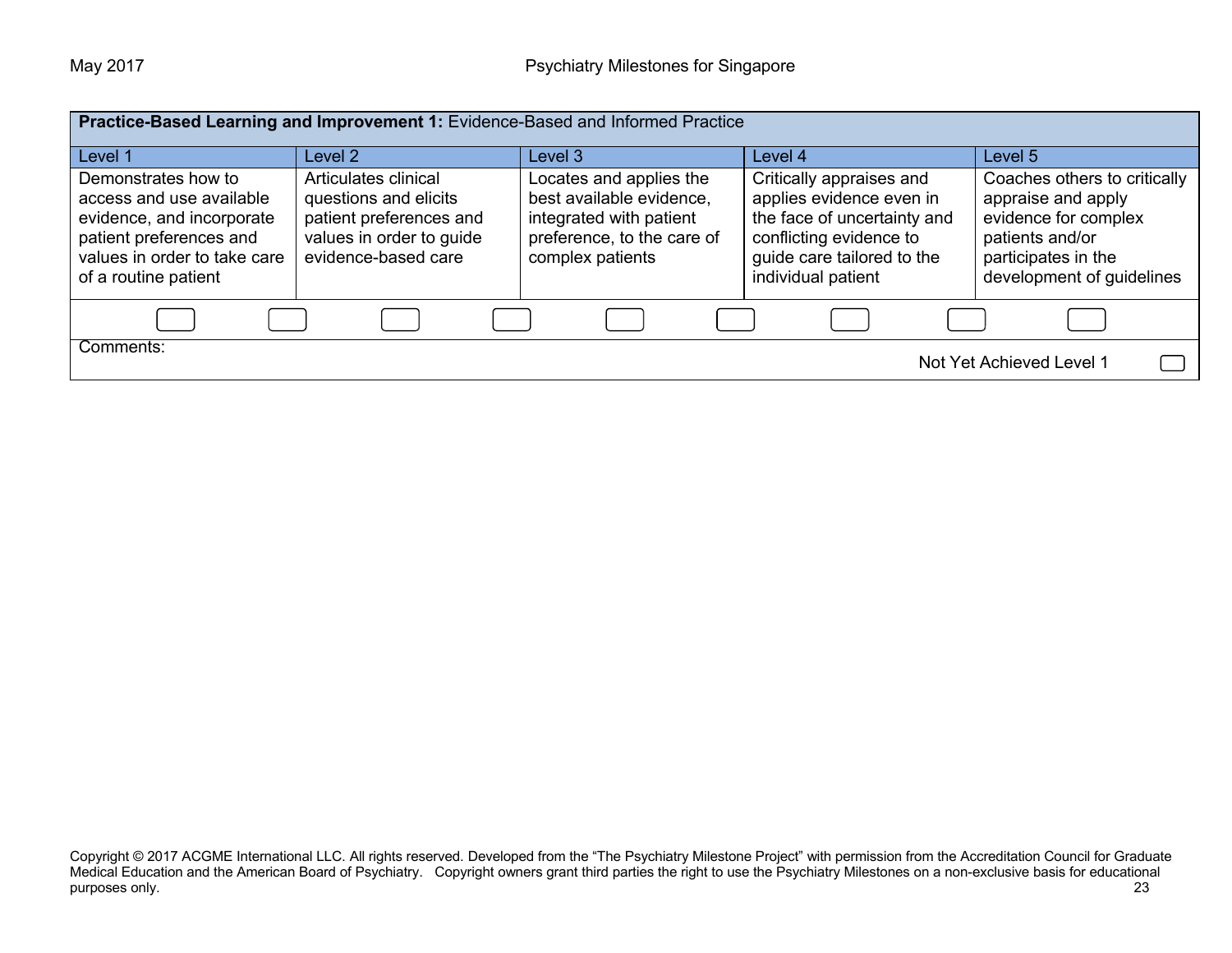**Practice-Based Learning and Improvement 1:** Evidence-Based and Informed Practice

| Level 1 | Level 2 | Level 3 | Level 4 | Level 5 |
|---|---|---|---|---|
| Demonstrates how to access and use available evidence, and incorporate patient preferences and values in order to take care of a routine patient | Articulates clinical questions and elicits patient preferences and values in order to guide evidence-based care | Locates and applies the best available evidence, integrated with patient preference, to the care of complex patients | Critically appraises and applies evidence even in the face of uncertainty and conflicting evidence to guide care tailored to the individual patient | Coaches others to critically appraise and apply evidence for complex patients and/or participates in the development of guidelines |

Comments:

Not Yet Achieved Level 1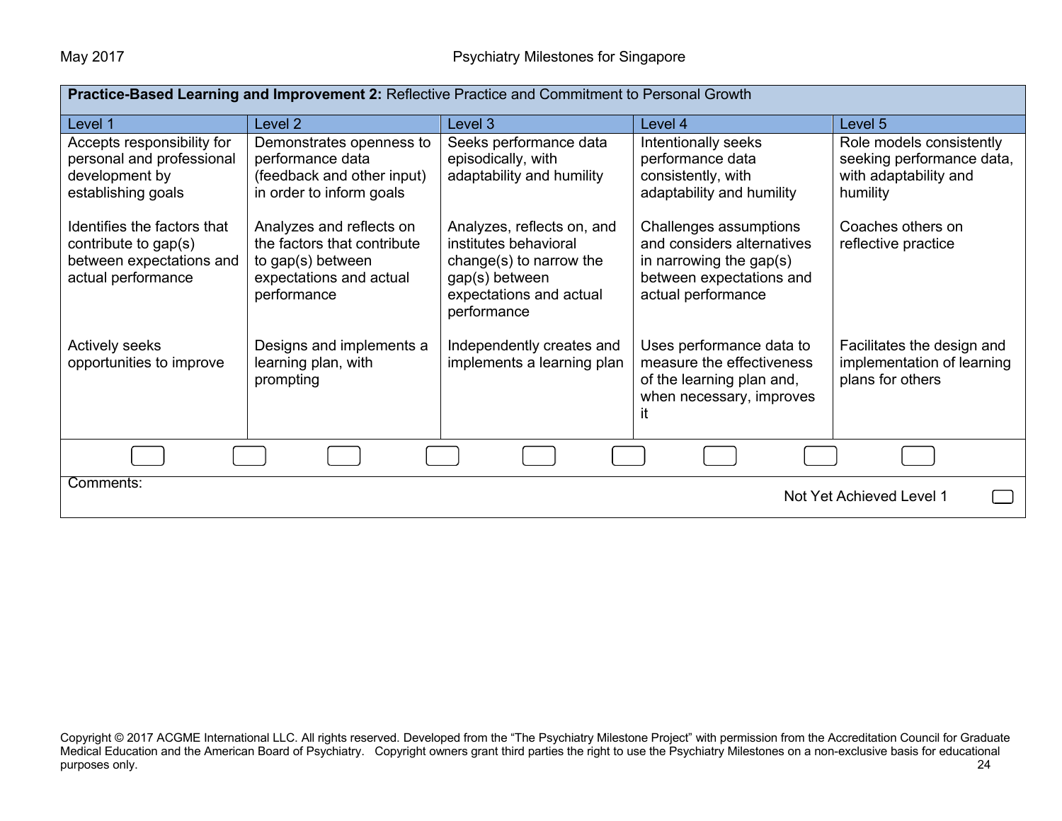**Practice-Based Learning and Improvement 2:** Reflective Practice and Commitment to Personal Growth

| Level 1 | Level 2 | Level 3 | Level 4 | Level 5 |
|---|---|---|---|---|
| Accepts responsibility for personal and professional development by establishing goals | Demonstrates openness to performance data (feedback and other input) in order to inform goals | Seeks performance data episodically, with adaptability and humility | Intentionally seeks performance data consistently, with adaptability and humility | Role models consistently seeking performance data, with adaptability and humility |
| Identifies the factors that contribute to gap(s) between expectations and actual performance | Analyzes and reflects on the factors that contribute to gap(s) between expectations and actual performance | Analyzes, reflects on, and institutes behavioral change(s) to narrow the gap(s) between expectations and actual performance | Challenges assumptions and considers alternatives in narrowing the gap(s) between expectations and actual performance | Coaches others on reflective practice |
| Actively seeks opportunities to improve | Designs and implements a learning plan, with prompting | Independently creates and implements a learning plan | Uses performance data to measure the effectiveness of the learning plan and, when necessary, improves it | Facilitates the design and implementation of learning plans for others |

Comments:

Not Yet Achieved Level 1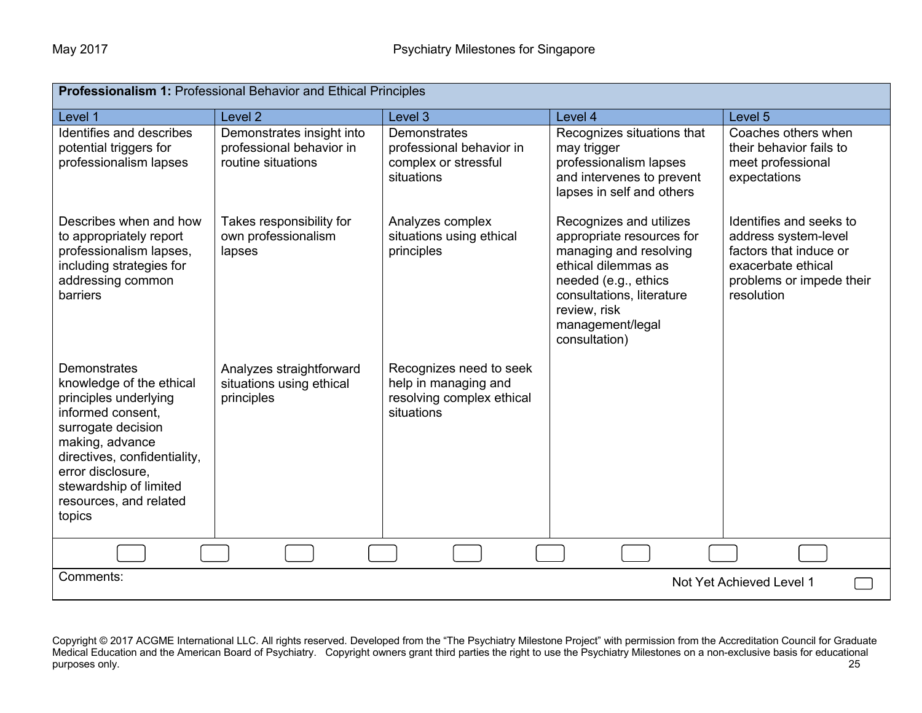**Professionalism 1:** Professional Behavior and Ethical Principles

| Level 1 | Level 2 | Level 3 | Level 4 | Level 5 |
|---|---|---|---|---|
| Identifies and describes potential triggers for professionalism lapses | Demonstrates insight into professional behavior in routine situations | Demonstrates professional behavior in complex or stressful situations | Recognizes situations that may trigger professionalism lapses and intervenes to prevent lapses in self and others | Coaches others when their behavior fails to meet professional expectations |
| Describes when and how to appropriately report professionalism lapses, including strategies for addressing common barriers | Takes responsibility for own professionalism lapses | Analyzes complex situations using ethical principles | Recognizes and utilizes appropriate resources for managing and resolving ethical dilemmas as needed (e.g., ethics consultations, literature review, risk management/legal consultation) | Identifies and seeks to address system-level factors that induce or exacerbate ethical problems or impede their resolution |
| Demonstrates knowledge of the ethical principles underlying informed consent, surrogate decision making, advance directives, confidentiality, error disclosure, stewardship of limited resources, and related topics | Analyzes straightforward situations using ethical principles | Recognizes need to seek help in managing and resolving complex ethical situations | | |

Comments:

Not Yet Achieved Level 1

Copyright © 2017 ACGME International LLC. All rights reserved. Developed from the "The Psychiatry Milestone Project" with permission from the Accreditation Council for Graduate Medical Education and the American Board of Psychiatry. Copyright owners grant third parties the right to use the Psychiatry Milestones on a non-exclusive basis for educational purposes only.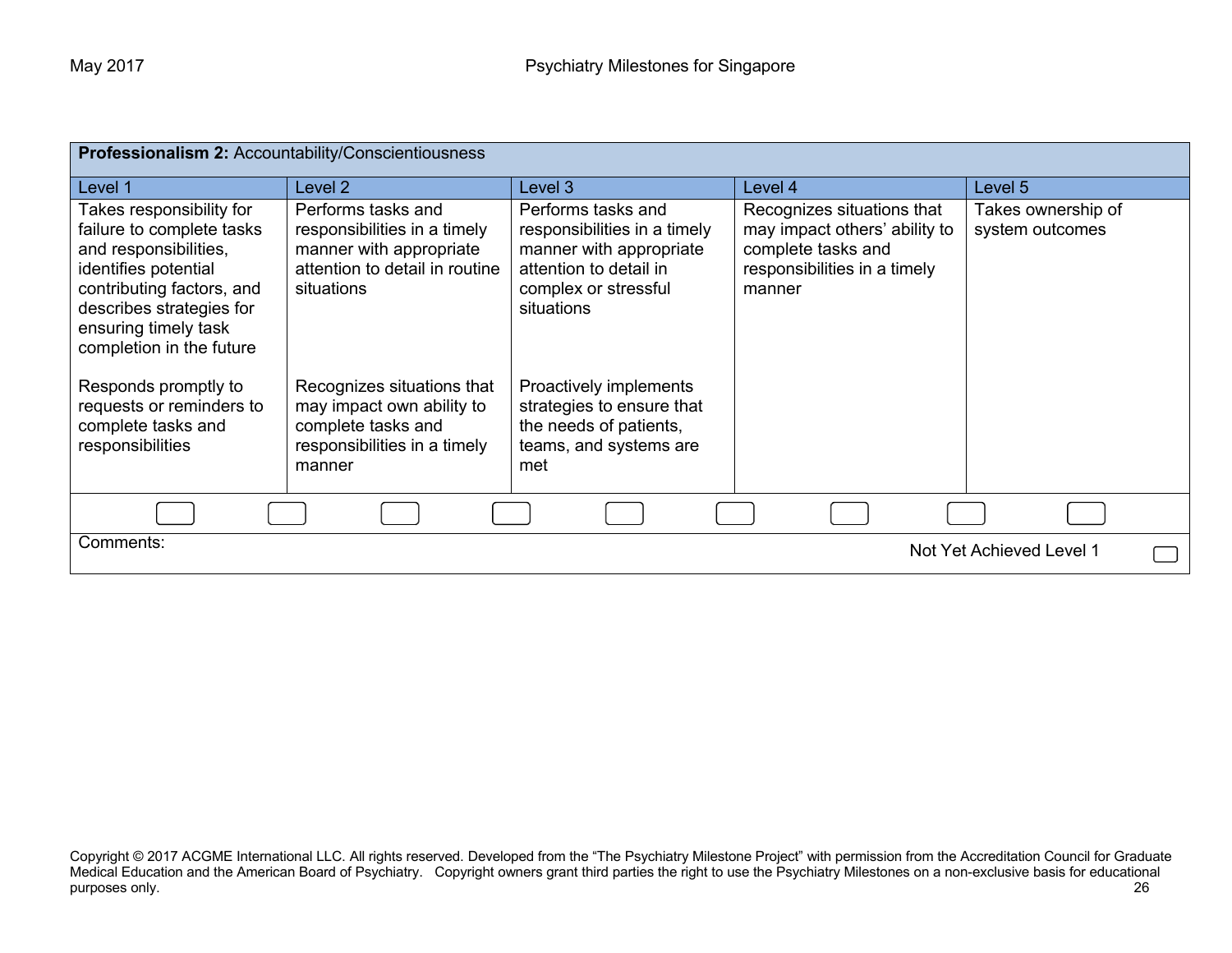| **Professionalism 2:** Accountability/Conscientiousness | | | | |
|---|---|---|---|---|
| Level 1 | Level 2 | Level 3 | Level 4 | Level 5 |
| Takes responsibility for failure to complete tasks and responsibilities, identifies potential contributing factors, and describes strategies for ensuring timely task completion in the future | Performs tasks and responsibilities in a timely manner with appropriate attention to detail in routine situations | Performs tasks and responsibilities in a timely manner with appropriate attention to detail in complex or stressful situations | Recognizes situations that may impact others' ability to complete tasks and responsibilities in a timely manner | Takes ownership of system outcomes |
| Responds promptly to requests or reminders to complete tasks and responsibilities | Recognizes situations that may impact own ability to complete tasks and responsibilities in a timely manner | Proactively implements strategies to ensure that the needs of patients, teams, and systems are met | | |

Comments:

Not Yet Achieved Level 1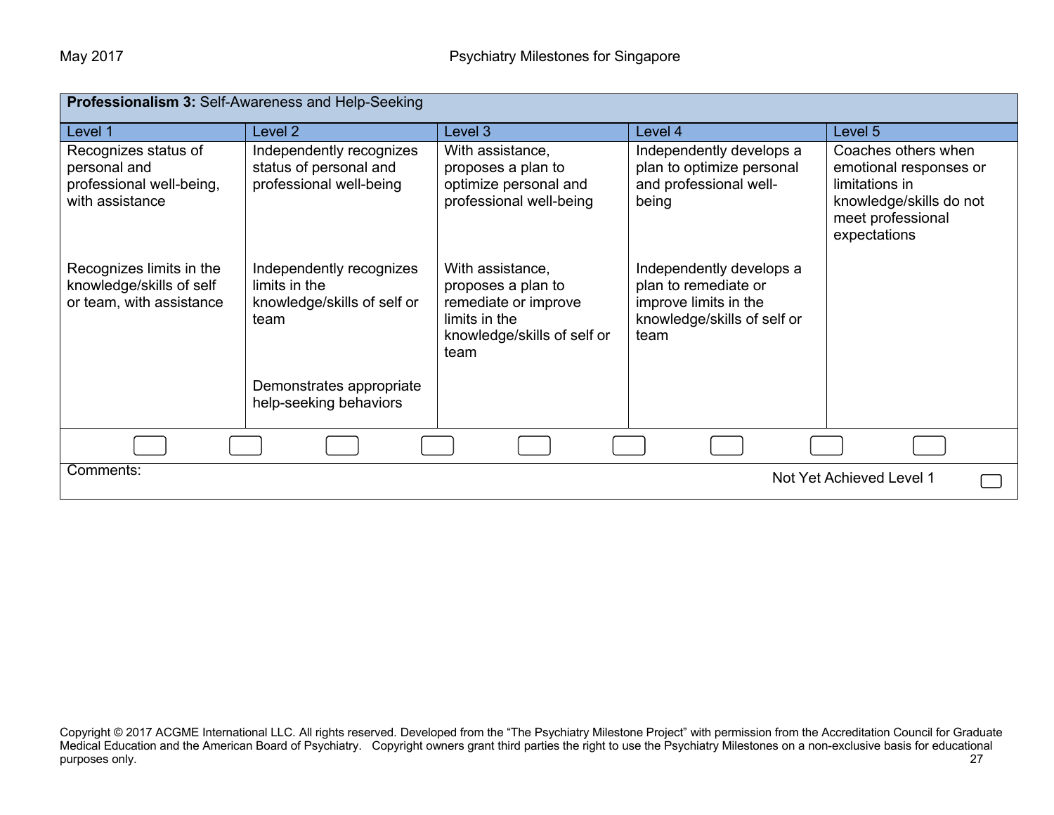**Professionalism 3:** Self-Awareness and Help-Seeking

| Level 1 | Level 2 | Level 3 | Level 4 | Level 5 |
|---|---|---|---|---|
| Recognizes status of personal and professional well-being, with assistance | Independently recognizes status of personal and professional well-being | With assistance, proposes a plan to optimize personal and professional well-being | Independently develops a plan to optimize personal and professional well-being | Coaches others when emotional responses or limitations in knowledge/skills do not meet professional expectations |
| Recognizes limits in the knowledge/skills of self or team, with assistance | Independently recognizes limits in the knowledge/skills of self or team | With assistance, proposes a plan to remediate or improve limits in the knowledge/skills of self or team | Independently develops a plan to remediate or improve limits in the knowledge/skills of self or team | |
| | Demonstrates appropriate help-seeking behaviors | | | |

Comments:

Not Yet Achieved Level 1

Copyright © 2017 ACGME International LLC. All rights reserved. Developed from the "The Psychiatry Milestone Project" with permission from the Accreditation Council for Graduate Medical Education and the American Board of Psychiatry. Copyright owners grant third parties the right to use the Psychiatry Milestones on a non-exclusive basis for educational purposes only.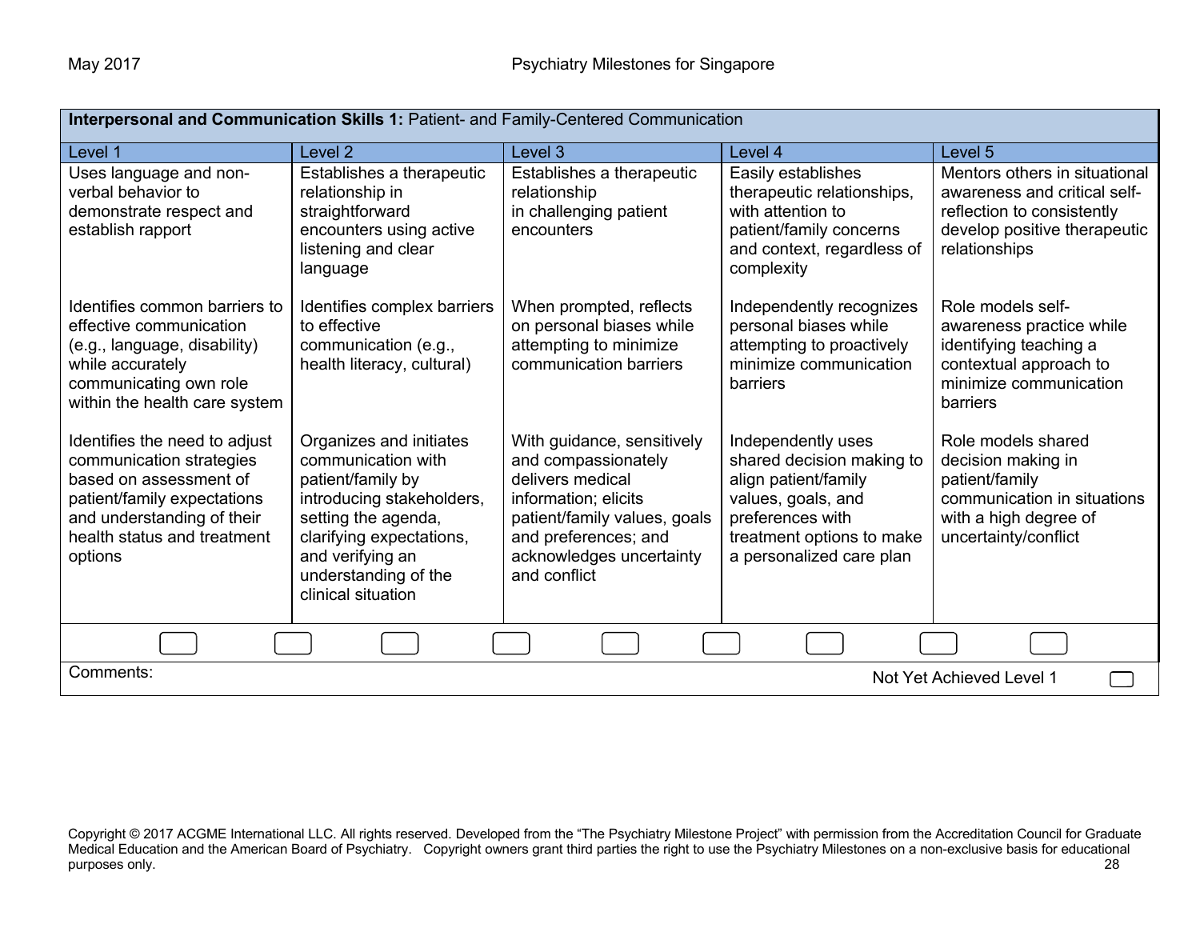| **Interpersonal and Communication Skills 1:** Patient- and Family-Centered Communication | | | | |
|---|---|---|---|---|
| Level 1 | Level 2 | Level 3 | Level 4 | Level 5 |
| Uses language and non-verbal behavior to demonstrate respect and establish rapport | Establishes a therapeutic relationship in straightforward encounters using active listening and clear language | Establishes a therapeutic relationship in challenging patient encounters | Easily establishes therapeutic relationships, with attention to patient/family concerns and context, regardless of complexity | Mentors others in situational awareness and critical self-reflection to consistently develop positive therapeutic relationships |
| Identifies common barriers to effective communication (e.g., language, disability) while accurately communicating own role within the health care system | Identifies complex barriers to effective communication (e.g., health literacy, cultural) | When prompted, reflects on personal biases while attempting to minimize communication barriers | Independently recognizes personal biases while attempting to proactively minimize communication barriers | Role models self-awareness practice while identifying teaching a contextual approach to minimize communication barriers |
| Identifies the need to adjust communication strategies based on assessment of patient/family expectations and understanding of their health status and treatment options | Organizes and initiates communication with patient/family by introducing stakeholders, setting the agenda, clarifying expectations, and verifying an understanding of the clinical situation | With guidance, sensitively and compassionately delivers medical information; elicits patient/family values, goals and preferences; and acknowledges uncertainty and conflict | Independently uses shared decision making to align patient/family values, goals, and preferences with treatment options to make a personalized care plan | Role models shared decision making in patient/family communication in situations with a high degree of uncertainty/conflict |

Comments:

Not Yet Achieved Level 1

Copyright © 2017 ACGME International LLC. All rights reserved. Developed from the "The Psychiatry Milestone Project" with permission from the Accreditation Council for Graduate Medical Education and the American Board of Psychiatry. Copyright owners grant third parties the right to use the Psychiatry Milestones on a non-exclusive basis for educational purposes only.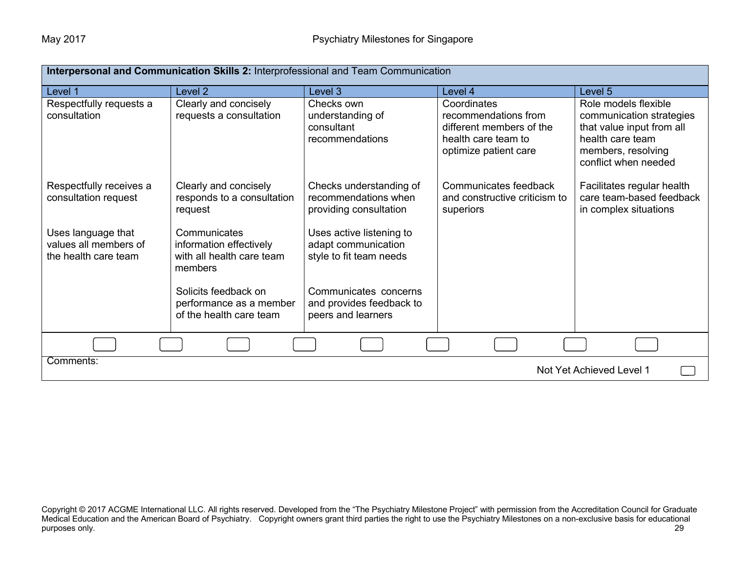**Interpersonal and Communication Skills 2:** Interprofessional and Team Communication

| Level 1 | Level 2 | Level 3 | Level 4 | Level 5 |
|---|---|---|---|---|
| Respectfully requests a consultation | Clearly and concisely requests a consultation | Checks own understanding of consultant recommendations | Coordinates recommendations from different members of the health care team to optimize patient care | Role models flexible communication strategies that value input from all health care team members, resolving conflict when needed |
| Respectfully receives a consultation request | Clearly and concisely responds to a consultation request | Checks understanding of recommendations when providing consultation | Communicates feedback and constructive criticism to superiors | Facilitates regular health care team-based feedback in complex situations |
| Uses language that values all members of the health care team | Communicates information effectively with all health care team members | Uses active listening to adapt communication style to fit team needs | | |
| | Solicits feedback on performance as a member of the health care team | Communicates concerns and provides feedback to peers and learners | | |

Comments:

Not Yet Achieved Level 1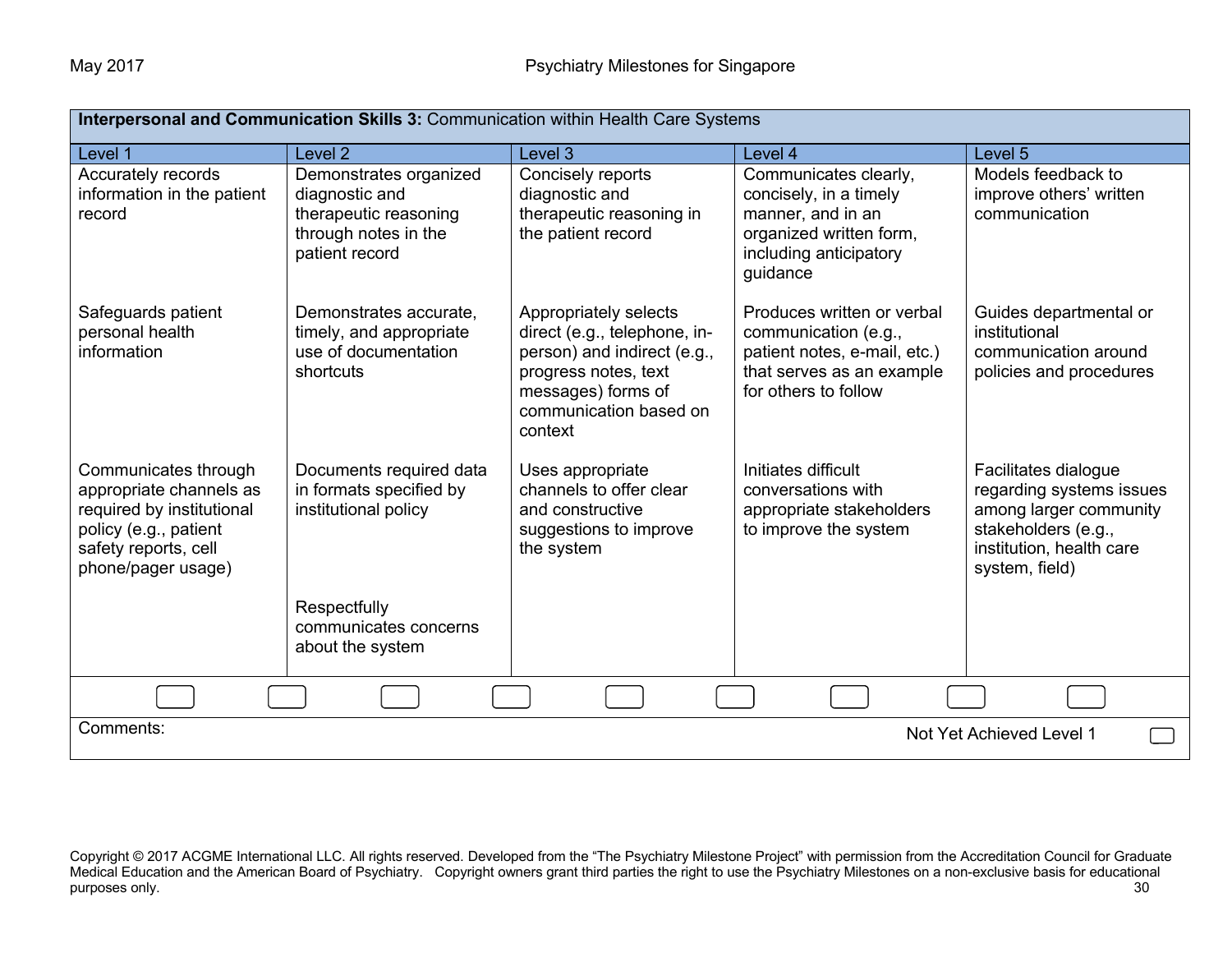**Interpersonal and Communication Skills 3:** Communication within Health Care Systems

| Level 1 | Level 2 | Level 3 | Level 4 | Level 5 |
|---|---|---|---|---|
| Accurately records information in the patient record | Demonstrates organized diagnostic and therapeutic reasoning through notes in the patient record | Concisely reports diagnostic and therapeutic reasoning in the patient record | Communicates clearly, concisely, in a timely manner, and in an organized written form, including anticipatory guidance | Models feedback to improve others' written communication |
| Safeguards patient personal health information | Demonstrates accurate, timely, and appropriate use of documentation shortcuts | Appropriately selects direct (e.g., telephone, in-person) and indirect (e.g., progress notes, text messages) forms of communication based on context | Produces written or verbal communication (e.g., patient notes, e-mail, etc.) that serves as an example for others to follow | Guides departmental or institutional communication around policies and procedures |
| Communicates through appropriate channels as required by institutional policy (e.g., patient safety reports, cell phone/pager usage) | Documents required data in formats specified by institutional policy | Uses appropriate channels to offer clear and constructive suggestions to improve the system | Initiates difficult conversations with appropriate stakeholders to improve the system | Facilitates dialogue regarding systems issues among larger community stakeholders (e.g., institution, health care system, field) |
| | Respectfully communicates concerns about the system | | | |

Comments:

Not Yet Achieved Level 1